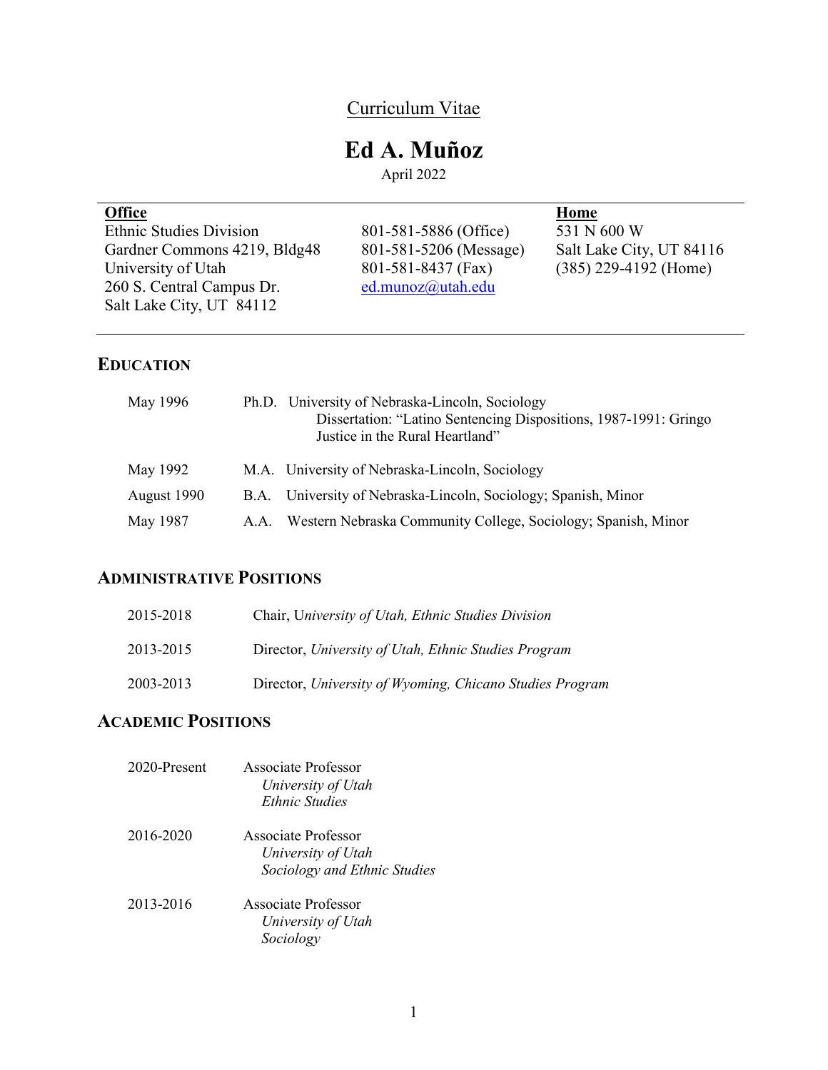Curriculum Vitae

# Ed A. Muñoz

April 2022

| **Office** | | **Home** |
|---|---|---|
| Ethnic Studies Division | 801-581-5886 (Office) | 531 N 600 W |
| Gardner Commons 4219, Bldg48 | 801-581-5206 (Message) | Salt Lake City, UT 84116 |
| University of Utah | 801-581-8437 (Fax) | (385) 229-4192 (Home) |
| 260 S. Central Campus Dr. | ed.munoz@utah.edu | |
| Salt Lake City, UT 84112 | | |

## EDUCATION

May 1996 — Ph.D. University of Nebraska-Lincoln, Sociology
Dissertation: "Latino Sentencing Dispositions, 1987-1991: Gringo Justice in the Rural Heartland"

May 1992 — M.A. University of Nebraska-Lincoln, Sociology

August 1990 — B.A. University of Nebraska-Lincoln, Sociology; Spanish, Minor

May 1987 — A.A. Western Nebraska Community College, Sociology; Spanish, Minor

## ADMINISTRATIVE POSITIONS

2015-2018 — Chair, *University of Utah, Ethnic Studies Division*

2013-2015 — Director, *University of Utah, Ethnic Studies Program*

2003-2013 — Director, *University of Wyoming, Chicano Studies Program*

## ACADEMIC POSITIONS

2020-Present — Associate Professor
*University of Utah*
*Ethnic Studies*

2016-2020 — Associate Professor
*University of Utah*
*Sociology and Ethnic Studies*

2013-2016 — Associate Professor
*University of Utah*
*Sociology*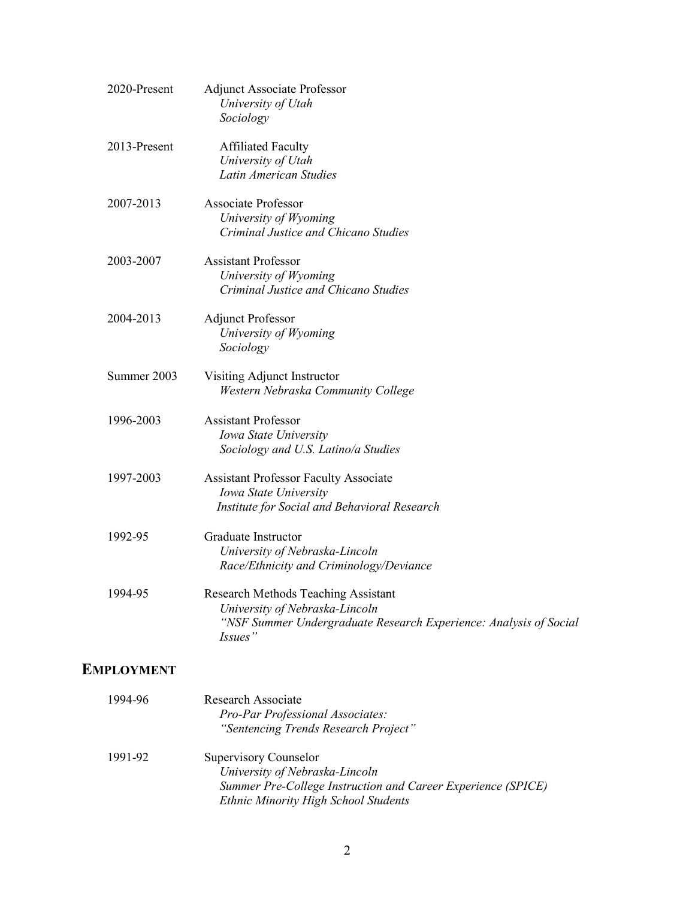2020-Present	Adjunct Associate Professor
*University of Utah*
*Sociology*

2013-Present	Affiliated Faculty
*University of Utah*
*Latin American Studies*

2007-2013	Associate Professor
*University of Wyoming*
*Criminal Justice and Chicano Studies*

2003-2007	Assistant Professor
*University of Wyoming*
*Criminal Justice and Chicano Studies*

2004-2013	Adjunct Professor
*University of Wyoming*
*Sociology*

Summer 2003	Visiting Adjunct Instructor
*Western Nebraska Community College*

1996-2003	Assistant Professor
*Iowa State University*
*Sociology and U.S. Latino/a Studies*

1997-2003	Assistant Professor Faculty Associate
*Iowa State University*
*Institute for Social and Behavioral Research*

1992-95	Graduate Instructor
*University of Nebraska-Lincoln*
*Race/Ethnicity and Criminology/Deviance*

1994-95	Research Methods Teaching Assistant
*University of Nebraska-Lincoln*
*"NSF Summer Undergraduate Research Experience: Analysis of Social Issues"*

## EMPLOYMENT

1994-96	Research Associate
*Pro-Par Professional Associates:*
*"Sentencing Trends Research Project"*

1991-92	Supervisory Counselor
*University of Nebraska-Lincoln*
*Summer Pre-College Instruction and Career Experience (SPICE)*
*Ethnic Minority High School Students*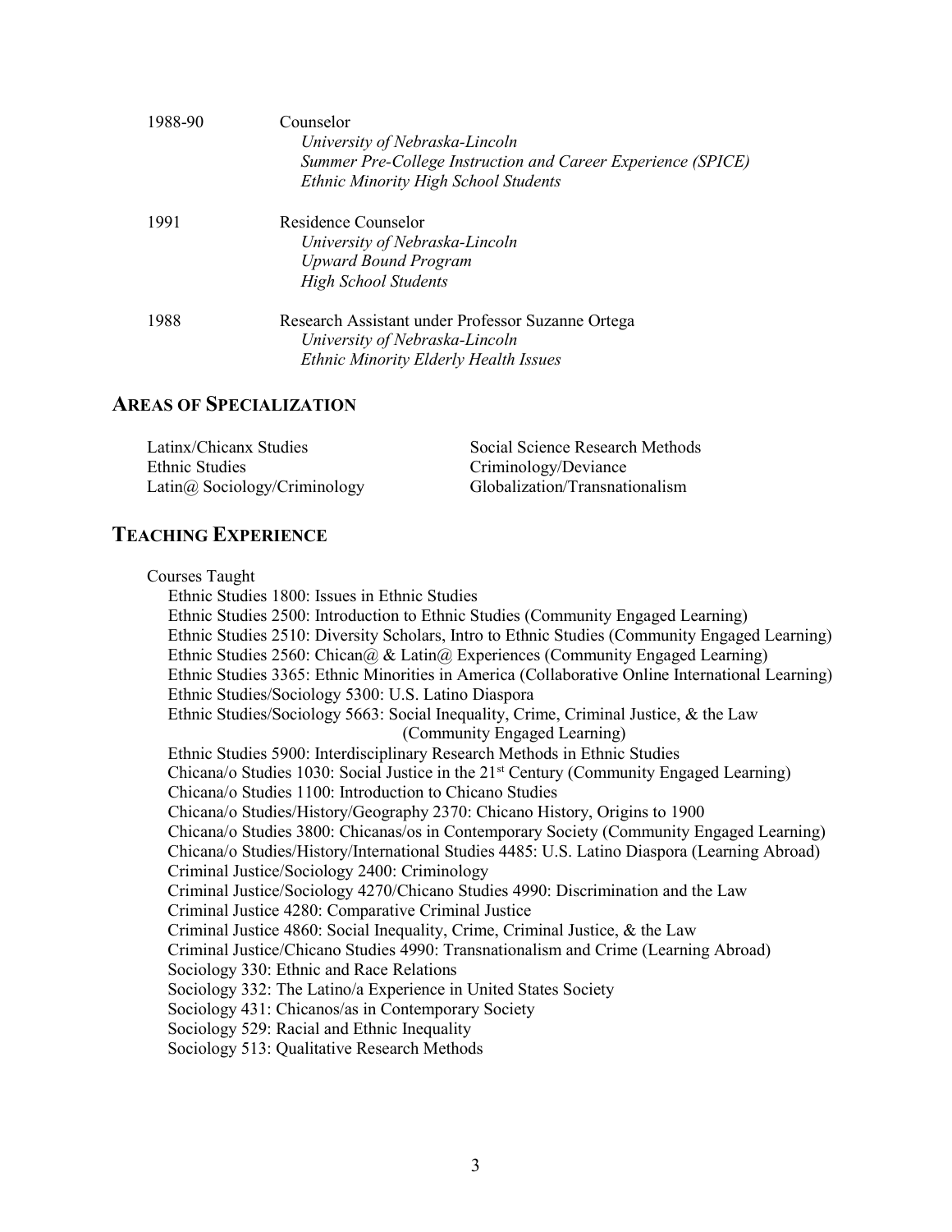1988-90 Counselor
*University of Nebraska-Lincoln*
*Summer Pre-College Instruction and Career Experience (SPICE)*
*Ethnic Minority High School Students*

1991 Residence Counselor
*University of Nebraska-Lincoln*
*Upward Bound Program*
*High School Students*

1988 Research Assistant under Professor Suzanne Ortega
*University of Nebraska-Lincoln*
*Ethnic Minority Elderly Health Issues*

## AREAS OF SPECIALIZATION

Latinx/Chicanx Studies
Ethnic Studies
Latin@ Sociology/Criminology
Social Science Research Methods
Criminology/Deviance
Globalization/Transnationalism

## TEACHING EXPERIENCE

Courses Taught

- Ethnic Studies 1800: Issues in Ethnic Studies
- Ethnic Studies 2500: Introduction to Ethnic Studies (Community Engaged Learning)
- Ethnic Studies 2510: Diversity Scholars, Intro to Ethnic Studies (Community Engaged Learning)
- Ethnic Studies 2560: Chican@ & Latin@ Experiences (Community Engaged Learning)
- Ethnic Studies 3365: Ethnic Minorities in America (Collaborative Online International Learning)
- Ethnic Studies/Sociology 5300: U.S. Latino Diaspora
- Ethnic Studies/Sociology 5663: Social Inequality, Crime, Criminal Justice, & the Law (Community Engaged Learning)
- Ethnic Studies 5900: Interdisciplinary Research Methods in Ethnic Studies
- Chicana/o Studies 1030: Social Justice in the 21st Century (Community Engaged Learning)
- Chicana/o Studies 1100: Introduction to Chicano Studies
- Chicana/o Studies/History/Geography 2370: Chicano History, Origins to 1900
- Chicana/o Studies 3800: Chicanas/os in Contemporary Society (Community Engaged Learning)
- Chicana/o Studies/History/International Studies 4485: U.S. Latino Diaspora (Learning Abroad)
- Criminal Justice/Sociology 2400: Criminology
- Criminal Justice/Sociology 4270/Chicano Studies 4990: Discrimination and the Law
- Criminal Justice 4280: Comparative Criminal Justice
- Criminal Justice 4860: Social Inequality, Crime, Criminal Justice, & the Law
- Criminal Justice/Chicano Studies 4990: Transnationalism and Crime (Learning Abroad)
- Sociology 330: Ethnic and Race Relations
- Sociology 332: The Latino/a Experience in United States Society
- Sociology 431: Chicanos/as in Contemporary Society
- Sociology 529: Racial and Ethnic Inequality
- Sociology 513: Qualitative Research Methods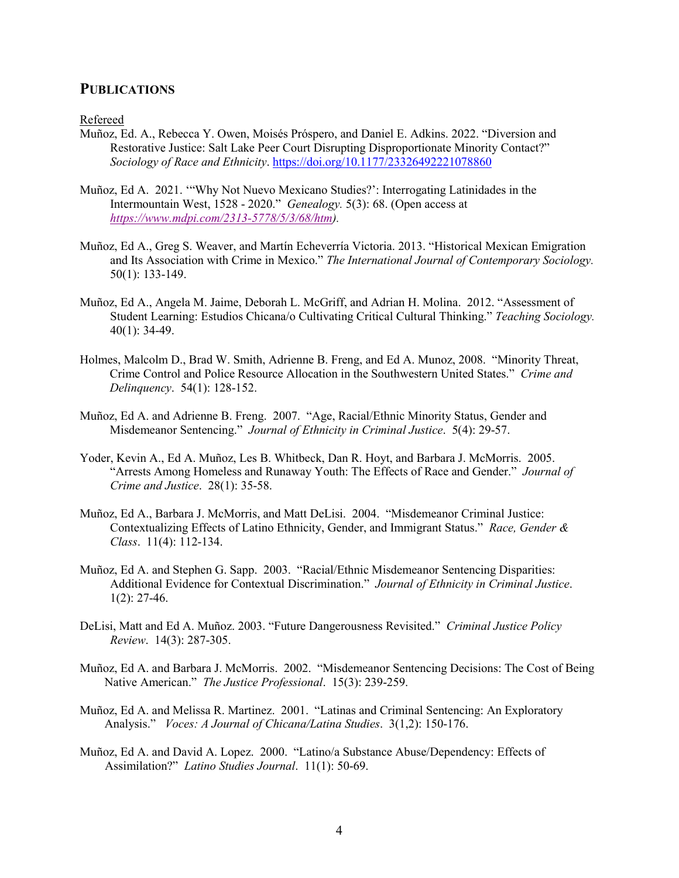## PUBLICATIONS

Refereed

Muñoz, Ed. A., Rebecca Y. Owen, Moisés Próspero, and Daniel E. Adkins. 2022. "Diversion and Restorative Justice: Salt Lake Peer Court Disrupting Disproportionate Minority Contact?" *Sociology of Race and Ethnicity*. https://doi.org/10.1177/23326492221078860

Muñoz, Ed A. 2021. '"Why Not Nuevo Mexicano Studies?': Interrogating Latinidades in the Intermountain West, 1528 - 2020." *Genealogy.* 5(3): 68. (Open access at *https://www.mdpi.com/2313-5778/5/3/68/htm).*

Muñoz, Ed A., Greg S. Weaver, and Martín Echeverría Victoria. 2013. "Historical Mexican Emigration and Its Association with Crime in Mexico." *The International Journal of Contemporary Sociology.* 50(1): 133-149.

Muñoz, Ed A., Angela M. Jaime, Deborah L. McGriff, and Adrian H. Molina. 2012. "Assessment of Student Learning: Estudios Chicana/o Cultivating Critical Cultural Thinking." *Teaching Sociology.* 40(1): 34-49.

Holmes, Malcolm D., Brad W. Smith, Adrienne B. Freng, and Ed A. Munoz, 2008. "Minority Threat, Crime Control and Police Resource Allocation in the Southwestern United States." *Crime and Delinquency*. 54(1): 128-152.

Muñoz, Ed A. and Adrienne B. Freng. 2007. "Age, Racial/Ethnic Minority Status, Gender and Misdemeanor Sentencing." *Journal of Ethnicity in Criminal Justice*. 5(4): 29-57.

Yoder, Kevin A., Ed A. Muñoz, Les B. Whitbeck, Dan R. Hoyt, and Barbara J. McMorris. 2005. "Arrests Among Homeless and Runaway Youth: The Effects of Race and Gender." *Journal of Crime and Justice*. 28(1): 35-58.

Muñoz, Ed A., Barbara J. McMorris, and Matt DeLisi. 2004. "Misdemeanor Criminal Justice: Contextualizing Effects of Latino Ethnicity, Gender, and Immigrant Status." *Race, Gender & Class*. 11(4): 112-134.

Muñoz, Ed A. and Stephen G. Sapp. 2003. "Racial/Ethnic Misdemeanor Sentencing Disparities: Additional Evidence for Contextual Discrimination." *Journal of Ethnicity in Criminal Justice*. 1(2): 27-46.

DeLisi, Matt and Ed A. Muñoz. 2003. "Future Dangerousness Revisited." *Criminal Justice Policy Review*. 14(3): 287-305.

Muñoz, Ed A. and Barbara J. McMorris. 2002. "Misdemeanor Sentencing Decisions: The Cost of Being Native American." *The Justice Professional*. 15(3): 239-259.

Muñoz, Ed A. and Melissa R. Martinez. 2001. "Latinas and Criminal Sentencing: An Exploratory Analysis." *Voces: A Journal of Chicana/Latina Studies*. 3(1,2): 150-176.

Muñoz, Ed A. and David A. Lopez. 2000. "Latino/a Substance Abuse/Dependency: Effects of Assimilation?" *Latino Studies Journal*. 11(1): 50-69.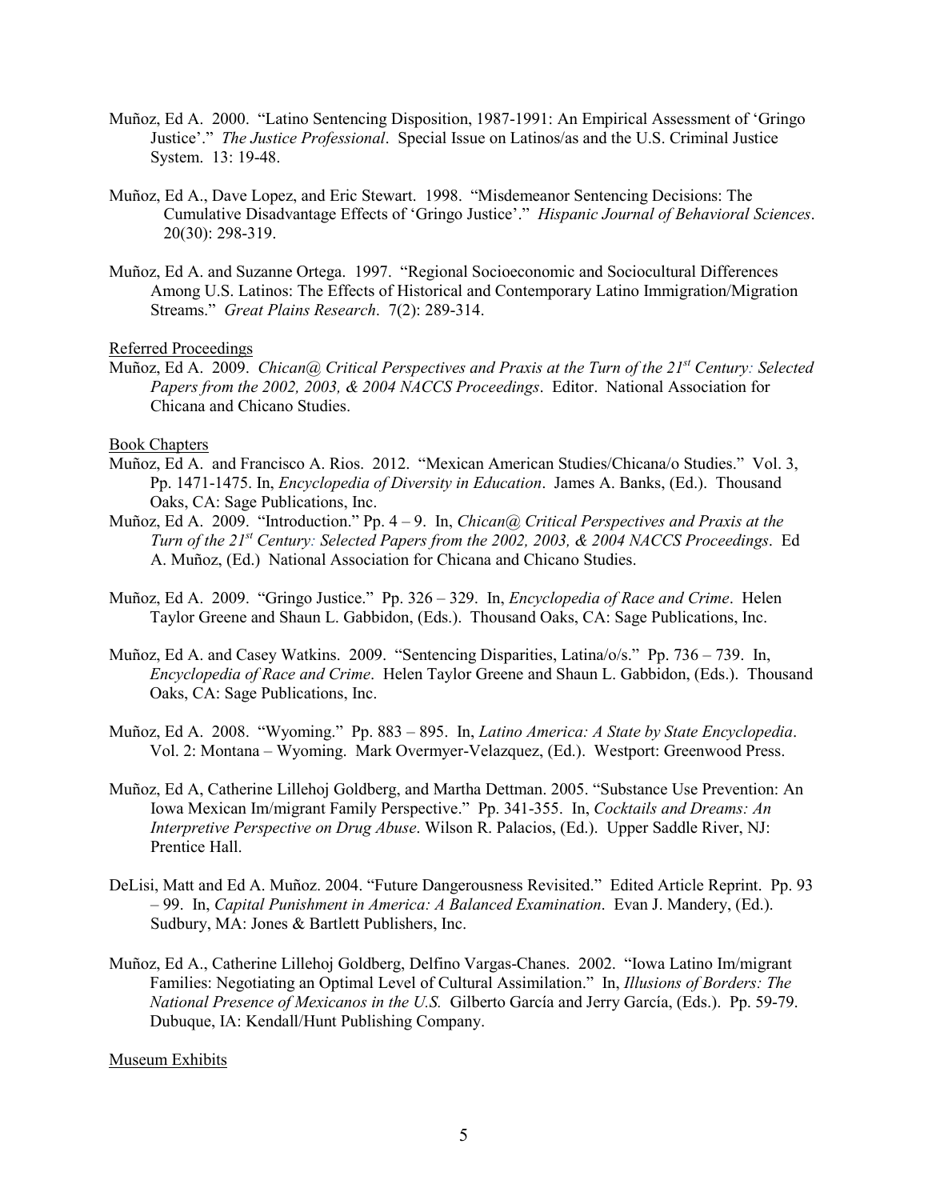Muñoz, Ed A. 2000. "Latino Sentencing Disposition, 1987-1991: An Empirical Assessment of 'Gringo Justice'." *The Justice Professional*. Special Issue on Latinos/as and the U.S. Criminal Justice System. 13: 19-48.

Muñoz, Ed A., Dave Lopez, and Eric Stewart. 1998. "Misdemeanor Sentencing Decisions: The Cumulative Disadvantage Effects of 'Gringo Justice'." *Hispanic Journal of Behavioral Sciences*. 20(30): 298-319.

Muñoz, Ed A. and Suzanne Ortega. 1997. "Regional Socioeconomic and Sociocultural Differences Among U.S. Latinos: The Effects of Historical and Contemporary Latino Immigration/Migration Streams." *Great Plains Research*. 7(2): 289-314.

Referred Proceedings

Muñoz, Ed A. 2009. *Chican@ Critical Perspectives and Praxis at the Turn of the 21st Century: Selected Papers from the 2002, 2003, & 2004 NACCS Proceedings*. Editor. National Association for Chicana and Chicano Studies.

Book Chapters

Muñoz, Ed A. and Francisco A. Rios. 2012. "Mexican American Studies/Chicana/o Studies." Vol. 3, Pp. 1471-1475. In, *Encyclopedia of Diversity in Education*. James A. Banks, (Ed.). Thousand Oaks, CA: Sage Publications, Inc.

Muñoz, Ed A. 2009. "Introduction." Pp. 4 – 9. In, *Chican@ Critical Perspectives and Praxis at the Turn of the 21st Century: Selected Papers from the 2002, 2003, & 2004 NACCS Proceedings*. Ed A. Muñoz, (Ed.) National Association for Chicana and Chicano Studies.

Muñoz, Ed A. 2009. "Gringo Justice." Pp. 326 – 329. In, *Encyclopedia of Race and Crime*. Helen Taylor Greene and Shaun L. Gabbidon, (Eds.). Thousand Oaks, CA: Sage Publications, Inc.

Muñoz, Ed A. and Casey Watkins. 2009. "Sentencing Disparities, Latina/o/s." Pp. 736 – 739. In, *Encyclopedia of Race and Crime*. Helen Taylor Greene and Shaun L. Gabbidon, (Eds.). Thousand Oaks, CA: Sage Publications, Inc.

Muñoz, Ed A. 2008. "Wyoming." Pp. 883 – 895. In, *Latino America: A State by State Encyclopedia*. Vol. 2: Montana – Wyoming. Mark Overmyer-Velazquez, (Ed.). Westport: Greenwood Press.

Muñoz, Ed A, Catherine Lillehoj Goldberg, and Martha Dettman. 2005. "Substance Use Prevention: An Iowa Mexican Im/migrant Family Perspective." Pp. 341-355. In, *Cocktails and Dreams: An Interpretive Perspective on Drug Abuse*. Wilson R. Palacios, (Ed.). Upper Saddle River, NJ: Prentice Hall.

DeLisi, Matt and Ed A. Muñoz. 2004. "Future Dangerousness Revisited." Edited Article Reprint. Pp. 93 – 99. In, *Capital Punishment in America: A Balanced Examination*. Evan J. Mandery, (Ed.). Sudbury, MA: Jones & Bartlett Publishers, Inc.

Muñoz, Ed A., Catherine Lillehoj Goldberg, Delfino Vargas-Chanes. 2002. "Iowa Latino Im/migrant Families: Negotiating an Optimal Level of Cultural Assimilation." In, *Illusions of Borders: The National Presence of Mexicanos in the U.S.* Gilberto García and Jerry García, (Eds.). Pp. 59-79. Dubuque, IA: Kendall/Hunt Publishing Company.

Museum Exhibits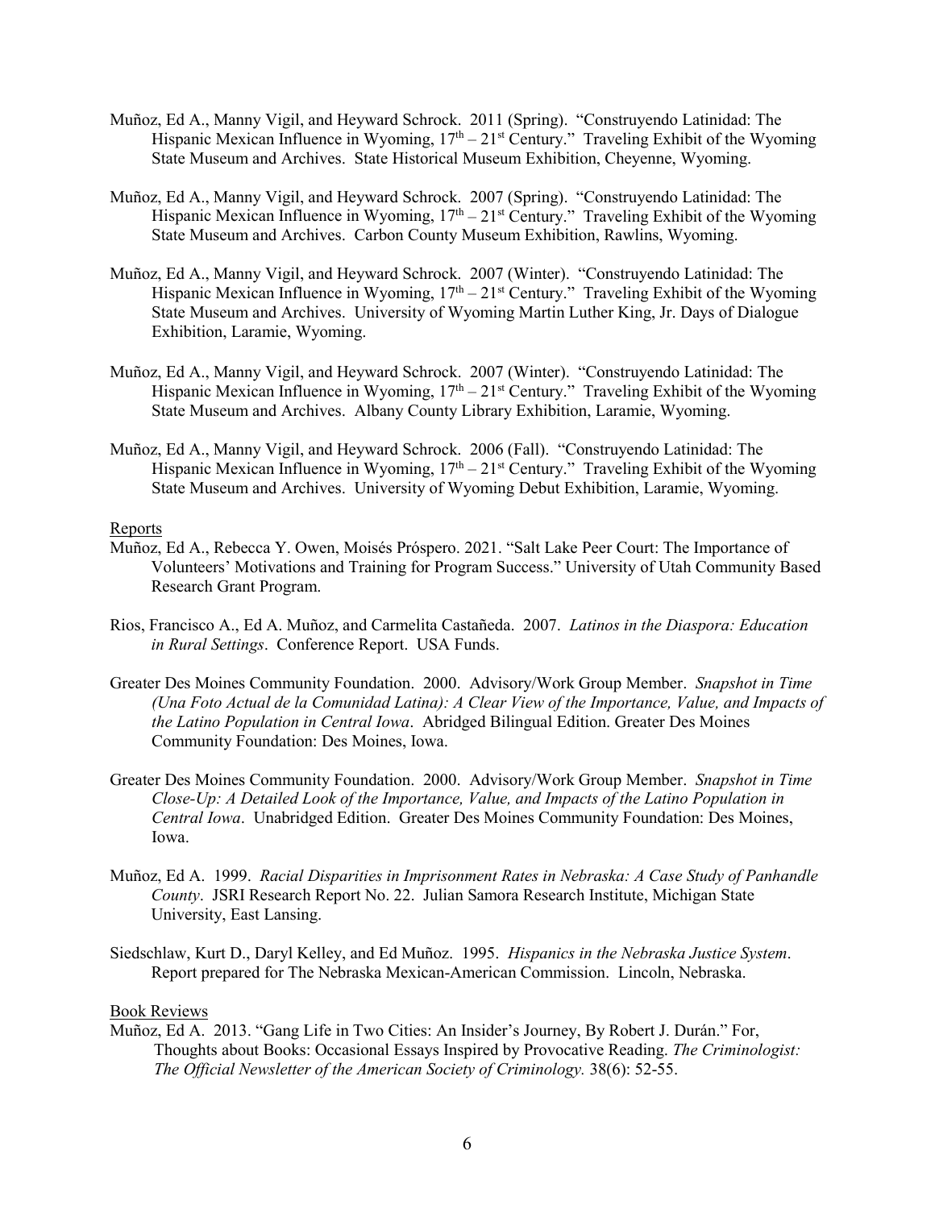Muñoz, Ed A., Manny Vigil, and Heyward Schrock. 2011 (Spring). "Construyendo Latinidad: The Hispanic Mexican Influence in Wyoming, $17^{th} – 21^{st}$ Century." Traveling Exhibit of the Wyoming State Museum and Archives. State Historical Museum Exhibition, Cheyenne, Wyoming.

Muñoz, Ed A., Manny Vigil, and Heyward Schrock. 2007 (Spring). "Construyendo Latinidad: The Hispanic Mexican Influence in Wyoming, $17^{th} – 21^{st}$ Century." Traveling Exhibit of the Wyoming State Museum and Archives. Carbon County Museum Exhibition, Rawlins, Wyoming.

Muñoz, Ed A., Manny Vigil, and Heyward Schrock. 2007 (Winter). "Construyendo Latinidad: The Hispanic Mexican Influence in Wyoming, $17^{th} – 21^{st}$ Century." Traveling Exhibit of the Wyoming State Museum and Archives. University of Wyoming Martin Luther King, Jr. Days of Dialogue Exhibition, Laramie, Wyoming.

Muñoz, Ed A., Manny Vigil, and Heyward Schrock. 2007 (Winter). "Construyendo Latinidad: The Hispanic Mexican Influence in Wyoming, $17^{th} – 21^{st}$ Century." Traveling Exhibit of the Wyoming State Museum and Archives. Albany County Library Exhibition, Laramie, Wyoming.

Muñoz, Ed A., Manny Vigil, and Heyward Schrock. 2006 (Fall). "Construyendo Latinidad: The Hispanic Mexican Influence in Wyoming, $17^{th} – 21^{st}$ Century." Traveling Exhibit of the Wyoming State Museum and Archives. University of Wyoming Debut Exhibition, Laramie, Wyoming.

Reports

Muñoz, Ed A., Rebecca Y. Owen, Moisés Próspero. 2021. "Salt Lake Peer Court: The Importance of Volunteers' Motivations and Training for Program Success." University of Utah Community Based Research Grant Program.

Rios, Francisco A., Ed A. Muñoz, and Carmelita Castañeda. 2007. *Latinos in the Diaspora: Education in Rural Settings*. Conference Report. USA Funds.

Greater Des Moines Community Foundation. 2000. Advisory/Work Group Member. *Snapshot in Time (Una Foto Actual de la Comunidad Latina): A Clear View of the Importance, Value, and Impacts of the Latino Population in Central Iowa*. Abridged Bilingual Edition. Greater Des Moines Community Foundation: Des Moines, Iowa.

Greater Des Moines Community Foundation. 2000. Advisory/Work Group Member. *Snapshot in Time Close-Up: A Detailed Look of the Importance, Value, and Impacts of the Latino Population in Central Iowa*. Unabridged Edition. Greater Des Moines Community Foundation: Des Moines, Iowa.

Muñoz, Ed A. 1999. *Racial Disparities in Imprisonment Rates in Nebraska: A Case Study of Panhandle County*. JSRI Research Report No. 22. Julian Samora Research Institute, Michigan State University, East Lansing.

Siedschlaw, Kurt D., Daryl Kelley, and Ed Muñoz. 1995. *Hispanics in the Nebraska Justice System*. Report prepared for The Nebraska Mexican-American Commission. Lincoln, Nebraska.

Book Reviews

Muñoz, Ed A. 2013. "Gang Life in Two Cities: An Insider's Journey, By Robert J. Durán." For, Thoughts about Books: Occasional Essays Inspired by Provocative Reading. *The Criminologist: The Official Newsletter of the American Society of Criminology.* 38(6): 52-55.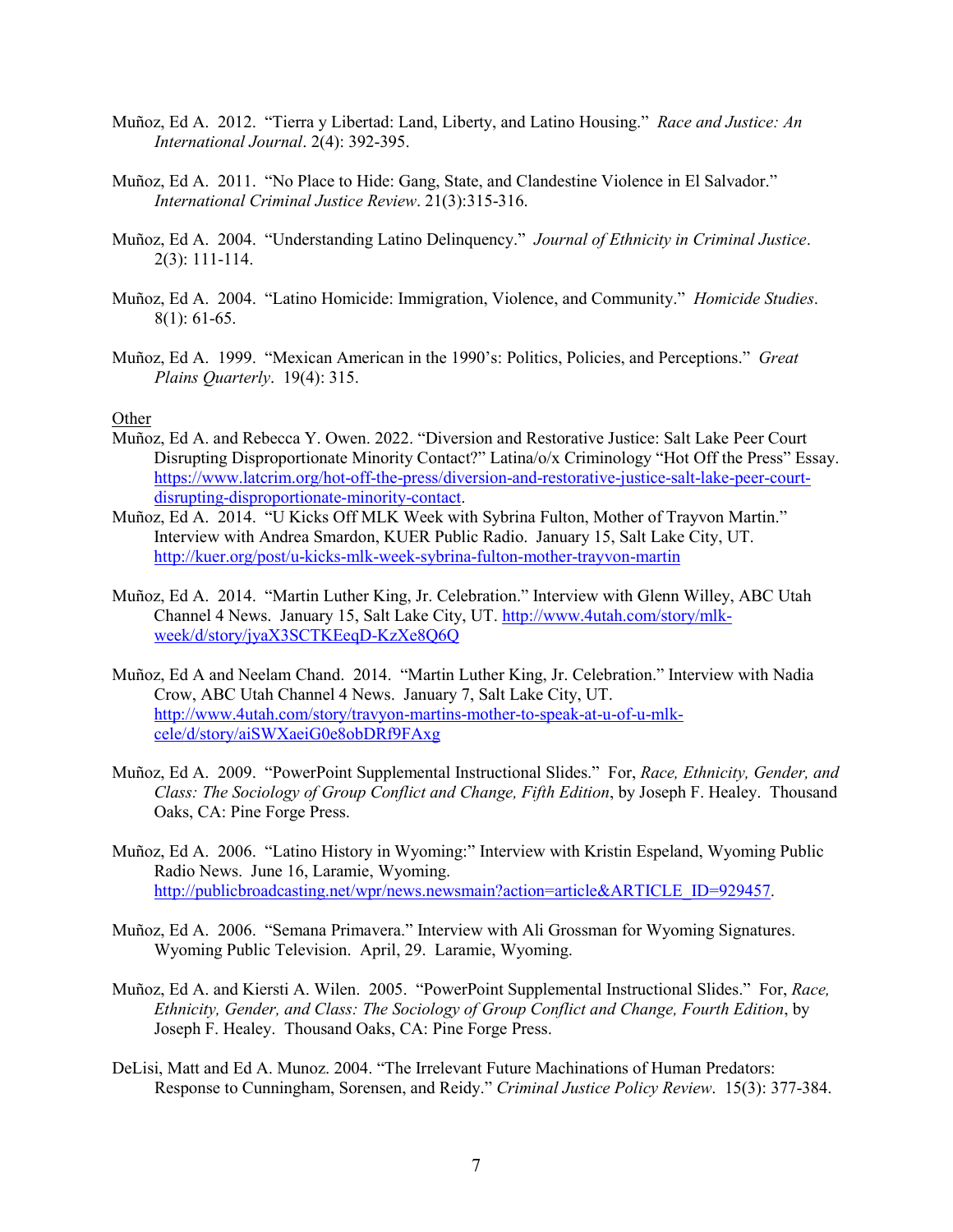Muñoz, Ed A. 2012. "Tierra y Libertad: Land, Liberty, and Latino Housing." *Race and Justice: An International Journal*. 2(4): 392-395.

Muñoz, Ed A. 2011. "No Place to Hide: Gang, State, and Clandestine Violence in El Salvador." *International Criminal Justice Review*. 21(3):315-316.

Muñoz, Ed A. 2004. "Understanding Latino Delinquency." *Journal of Ethnicity in Criminal Justice*. 2(3): 111-114.

Muñoz, Ed A. 2004. "Latino Homicide: Immigration, Violence, and Community." *Homicide Studies*. 8(1): 61-65.

Muñoz, Ed A. 1999. "Mexican American in the 1990's: Politics, Policies, and Perceptions." *Great Plains Quarterly*. 19(4): 315.

Other

Muñoz, Ed A. and Rebecca Y. Owen. 2022. "Diversion and Restorative Justice: Salt Lake Peer Court Disrupting Disproportionate Minority Contact?" Latina/o/x Criminology "Hot Off the Press" Essay. https://www.latcrim.org/hot-off-the-press/diversion-and-restorative-justice-salt-lake-peer-court-disrupting-disproportionate-minority-contact.

Muñoz, Ed A. 2014. "U Kicks Off MLK Week with Sybrina Fulton, Mother of Trayvon Martin." Interview with Andrea Smardon, KUER Public Radio. January 15, Salt Lake City, UT. http://kuer.org/post/u-kicks-mlk-week-sybrina-fulton-mother-trayvon-martin

Muñoz, Ed A. 2014. "Martin Luther King, Jr. Celebration." Interview with Glenn Willey, ABC Utah Channel 4 News. January 15, Salt Lake City, UT. http://www.4utah.com/story/mlk-week/d/story/jyaX3SCTKEeqD-KzXe8Q6Q

Muñoz, Ed A and Neelam Chand. 2014. "Martin Luther King, Jr. Celebration." Interview with Nadia Crow, ABC Utah Channel 4 News. January 7, Salt Lake City, UT. http://www.4utah.com/story/travyon-martins-mother-to-speak-at-u-of-u-mlk-cele/d/story/aiSWXaeiG0e8obDRf9FAxg

Muñoz, Ed A. 2009. "PowerPoint Supplemental Instructional Slides." For, *Race, Ethnicity, Gender, and Class: The Sociology of Group Conflict and Change, Fifth Edition*, by Joseph F. Healey. Thousand Oaks, CA: Pine Forge Press.

Muñoz, Ed A. 2006. "Latino History in Wyoming:" Interview with Kristin Espeland, Wyoming Public Radio News. June 16, Laramie, Wyoming. http://publicbroadcasting.net/wpr/news.newsmain?action=article&ARTICLE_ID=929457.

Muñoz, Ed A. 2006. "Semana Primavera." Interview with Ali Grossman for Wyoming Signatures. Wyoming Public Television. April, 29. Laramie, Wyoming.

Muñoz, Ed A. and Kiersti A. Wilen. 2005. "PowerPoint Supplemental Instructional Slides." For, *Race, Ethnicity, Gender, and Class: The Sociology of Group Conflict and Change, Fourth Edition*, by Joseph F. Healey. Thousand Oaks, CA: Pine Forge Press.

DeLisi, Matt and Ed A. Munoz. 2004. "The Irrelevant Future Machinations of Human Predators: Response to Cunningham, Sorensen, and Reidy." *Criminal Justice Policy Review*. 15(3): 377-384.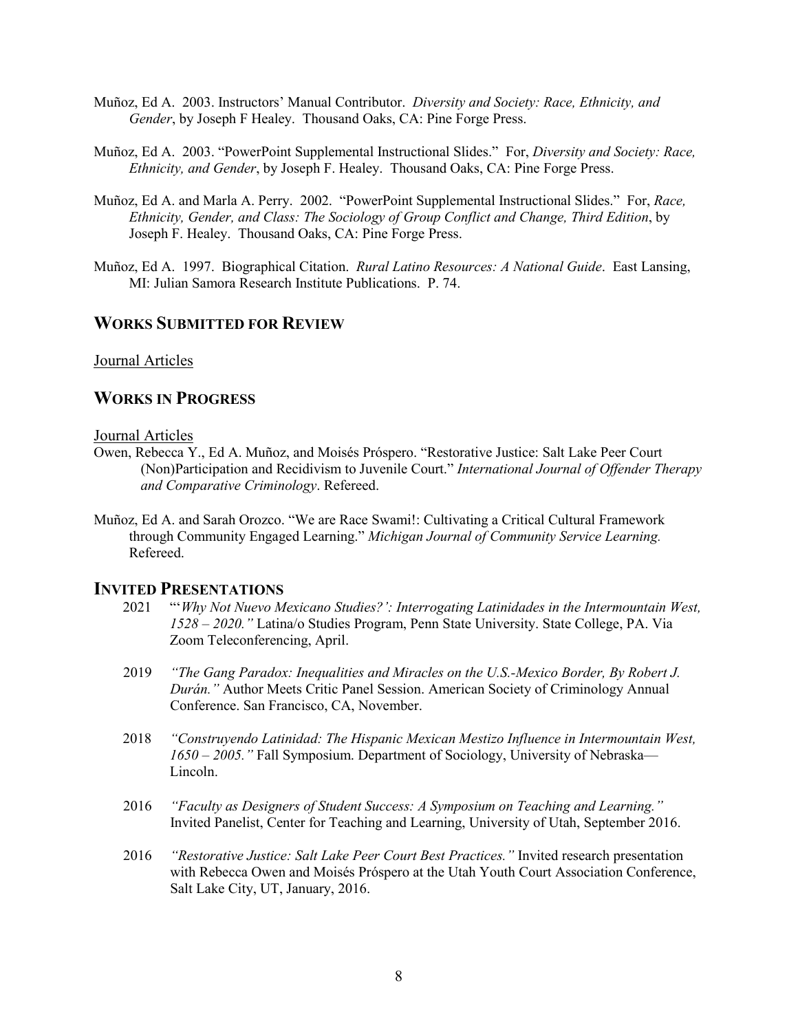Muñoz, Ed A. 2003. Instructors' Manual Contributor. *Diversity and Society: Race, Ethnicity, and Gender*, by Joseph F Healey. Thousand Oaks, CA: Pine Forge Press.

Muñoz, Ed A. 2003. "PowerPoint Supplemental Instructional Slides." For, *Diversity and Society: Race, Ethnicity, and Gender*, by Joseph F. Healey. Thousand Oaks, CA: Pine Forge Press.

Muñoz, Ed A. and Marla A. Perry. 2002. "PowerPoint Supplemental Instructional Slides." For, *Race, Ethnicity, Gender, and Class: The Sociology of Group Conflict and Change, Third Edition*, by Joseph F. Healey. Thousand Oaks, CA: Pine Forge Press.

Muñoz, Ed A. 1997. Biographical Citation. *Rural Latino Resources: A National Guide*. East Lansing, MI: Julian Samora Research Institute Publications. P. 74.

## WORKS SUBMITTED FOR REVIEW

Journal Articles

## WORKS IN PROGRESS

Journal Articles

Owen, Rebecca Y., Ed A. Muñoz, and Moisés Próspero. "Restorative Justice: Salt Lake Peer Court (Non)Participation and Recidivism to Juvenile Court." *International Journal of Offender Therapy and Comparative Criminology*. Refereed.

Muñoz, Ed A. and Sarah Orozco. "We are Race Swami!: Cultivating a Critical Cultural Framework through Community Engaged Learning." *Michigan Journal of Community Service Learning.* Refereed.

## INVITED PRESENTATIONS

2021 "'*Why Not Nuevo Mexicano Studies?': Interrogating Latinidades in the Intermountain West, 1528 – 2020."* Latina/o Studies Program, Penn State University. State College, PA. Via Zoom Teleconferencing, April.

2019 *"The Gang Paradox: Inequalities and Miracles on the U.S.-Mexico Border, By Robert J. Durán."* Author Meets Critic Panel Session. American Society of Criminology Annual Conference. San Francisco, CA, November.

2018 *"Construyendo Latinidad: The Hispanic Mexican Mestizo Influence in Intermountain West, 1650 – 2005."* Fall Symposium. Department of Sociology, University of Nebraska—Lincoln.

2016 *"Faculty as Designers of Student Success: A Symposium on Teaching and Learning."* Invited Panelist, Center for Teaching and Learning, University of Utah, September 2016.

2016 *"Restorative Justice: Salt Lake Peer Court Best Practices."* Invited research presentation with Rebecca Owen and Moisés Próspero at the Utah Youth Court Association Conference, Salt Lake City, UT, January, 2016.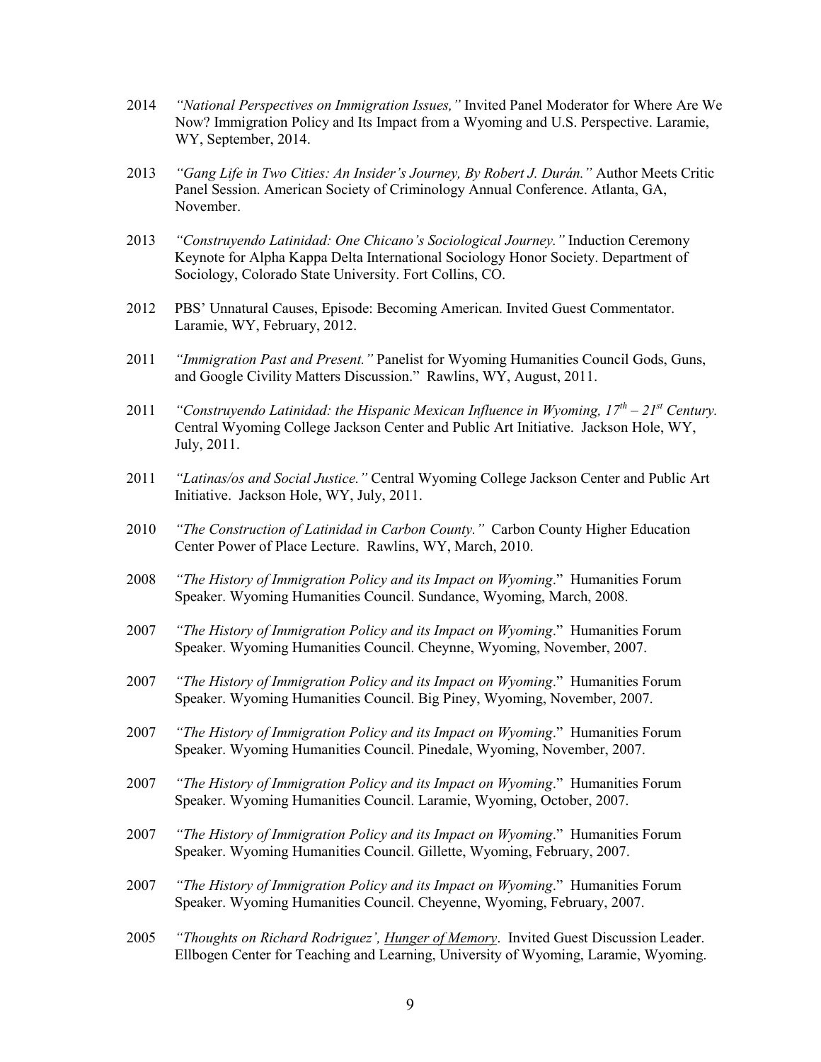2014 *"National Perspectives on Immigration Issues,"* Invited Panel Moderator for Where Are We Now? Immigration Policy and Its Impact from a Wyoming and U.S. Perspective. Laramie, WY, September, 2014.

2013 *"Gang Life in Two Cities: An Insider's Journey, By Robert J. Durán."* Author Meets Critic Panel Session. American Society of Criminology Annual Conference. Atlanta, GA, November.

2013 *"Construyendo Latinidad: One Chicano's Sociological Journey."* Induction Ceremony Keynote for Alpha Kappa Delta International Sociology Honor Society. Department of Sociology, Colorado State University. Fort Collins, CO.

2012 PBS' Unnatural Causes, Episode: Becoming American. Invited Guest Commentator. Laramie, WY, February, 2012.

2011 *"Immigration Past and Present."* Panelist for Wyoming Humanities Council Gods, Guns, and Google Civility Matters Discussion." Rawlins, WY, August, 2011.

2011 *"Construyendo Latinidad: the Hispanic Mexican Influence in Wyoming, 17th – 21st Century.* Central Wyoming College Jackson Center and Public Art Initiative. Jackson Hole, WY, July, 2011.

2011 *"Latinas/os and Social Justice."* Central Wyoming College Jackson Center and Public Art Initiative. Jackson Hole, WY, July, 2011.

2010 *"The Construction of Latinidad in Carbon County."* Carbon County Higher Education Center Power of Place Lecture. Rawlins, WY, March, 2010.

2008 *"The History of Immigration Policy and its Impact on Wyoming*." Humanities Forum Speaker. Wyoming Humanities Council. Sundance, Wyoming, March, 2008.

2007 *"The History of Immigration Policy and its Impact on Wyoming*." Humanities Forum Speaker. Wyoming Humanities Council. Cheynne, Wyoming, November, 2007.

2007 *"The History of Immigration Policy and its Impact on Wyoming*." Humanities Forum Speaker. Wyoming Humanities Council. Big Piney, Wyoming, November, 2007.

2007 *"The History of Immigration Policy and its Impact on Wyoming*." Humanities Forum Speaker. Wyoming Humanities Council. Pinedale, Wyoming, November, 2007.

2007 *"The History of Immigration Policy and its Impact on Wyoming*." Humanities Forum Speaker. Wyoming Humanities Council. Laramie, Wyoming, October, 2007.

2007 *"The History of Immigration Policy and its Impact on Wyoming*." Humanities Forum Speaker. Wyoming Humanities Council. Gillette, Wyoming, February, 2007.

2007 *"The History of Immigration Policy and its Impact on Wyoming*." Humanities Forum Speaker. Wyoming Humanities Council. Cheyenne, Wyoming, February, 2007.

2005 *"Thoughts on Richard Rodriguez', Hunger of Memory*. Invited Guest Discussion Leader. Ellbogen Center for Teaching and Learning, University of Wyoming, Laramie, Wyoming.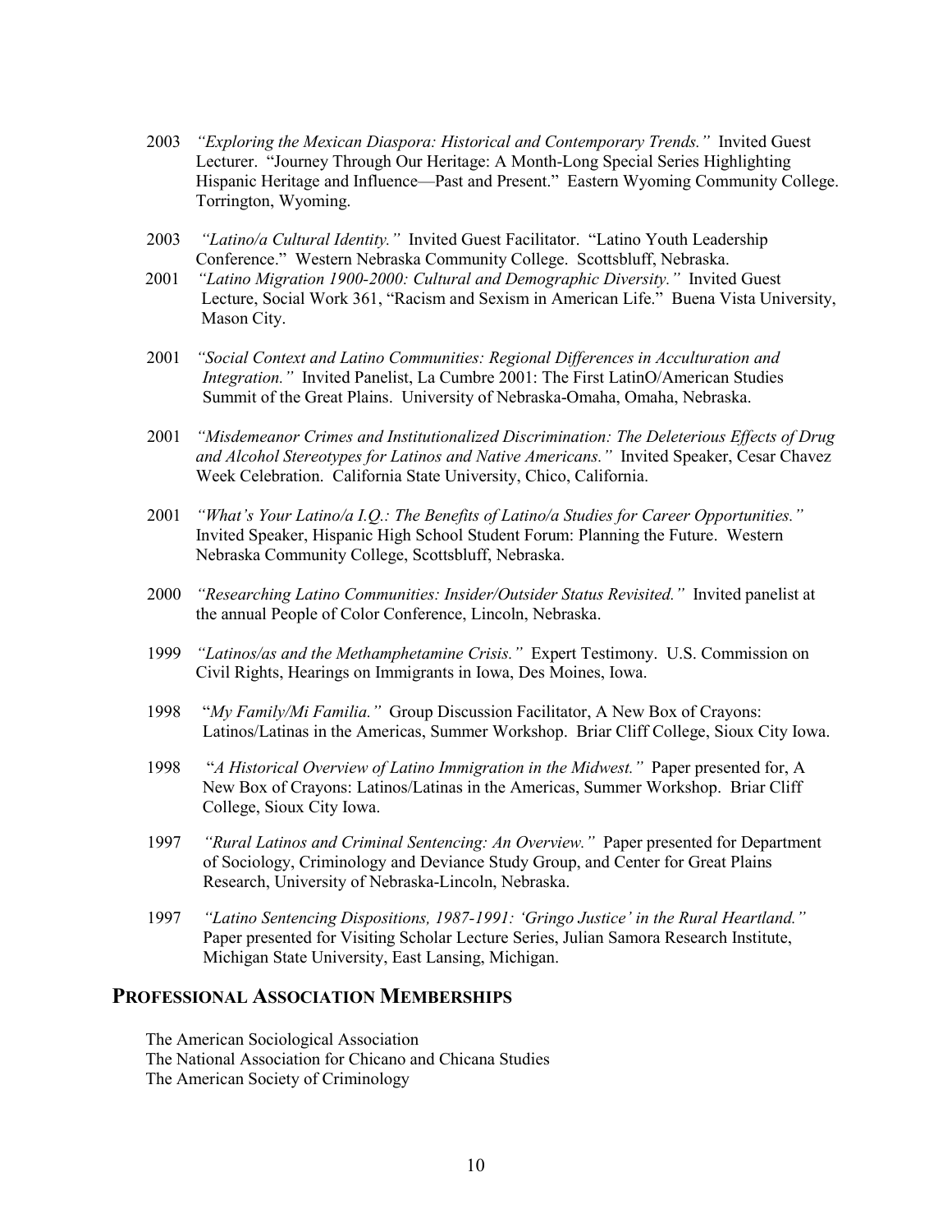2003 *"Exploring the Mexican Diaspora: Historical and Contemporary Trends."* Invited Guest Lecturer. "Journey Through Our Heritage: A Month-Long Special Series Highlighting Hispanic Heritage and Influence—Past and Present." Eastern Wyoming Community College. Torrington, Wyoming.

2003 *"Latino/a Cultural Identity."* Invited Guest Facilitator. "Latino Youth Leadership Conference." Western Nebraska Community College. Scottsbluff, Nebraska.

2001 *"Latino Migration 1900-2000: Cultural and Demographic Diversity."* Invited Guest Lecture, Social Work 361, "Racism and Sexism in American Life." Buena Vista University, Mason City.

2001 *"Social Context and Latino Communities: Regional Differences in Acculturation and Integration."* Invited Panelist, La Cumbre 2001: The First LatinO/American Studies Summit of the Great Plains. University of Nebraska-Omaha, Omaha, Nebraska.

2001 *"Misdemeanor Crimes and Institutionalized Discrimination: The Deleterious Effects of Drug and Alcohol Stereotypes for Latinos and Native Americans."* Invited Speaker, Cesar Chavez Week Celebration. California State University, Chico, California.

2001 *"What's Your Latino/a I.Q.: The Benefits of Latino/a Studies for Career Opportunities."* Invited Speaker, Hispanic High School Student Forum: Planning the Future. Western Nebraska Community College, Scottsbluff, Nebraska.

2000 *"Researching Latino Communities: Insider/Outsider Status Revisited."* Invited panelist at the annual People of Color Conference, Lincoln, Nebraska.

1999 *"Latinos/as and the Methamphetamine Crisis."* Expert Testimony. U.S. Commission on Civil Rights, Hearings on Immigrants in Iowa, Des Moines, Iowa.

1998 "*My Family/Mi Familia."* Group Discussion Facilitator, A New Box of Crayons: Latinos/Latinas in the Americas, Summer Workshop. Briar Cliff College, Sioux City Iowa.

1998 "*A Historical Overview of Latino Immigration in the Midwest."* Paper presented for, A New Box of Crayons: Latinos/Latinas in the Americas, Summer Workshop. Briar Cliff College, Sioux City Iowa.

1997 *"Rural Latinos and Criminal Sentencing: An Overview."* Paper presented for Department of Sociology, Criminology and Deviance Study Group, and Center for Great Plains Research, University of Nebraska-Lincoln, Nebraska.

1997 *"Latino Sentencing Dispositions, 1987-1991: 'Gringo Justice' in the Rural Heartland."* Paper presented for Visiting Scholar Lecture Series, Julian Samora Research Institute, Michigan State University, East Lansing, Michigan.

## Professional Association Memberships

The American Sociological Association
The National Association for Chicano and Chicana Studies
The American Society of Criminology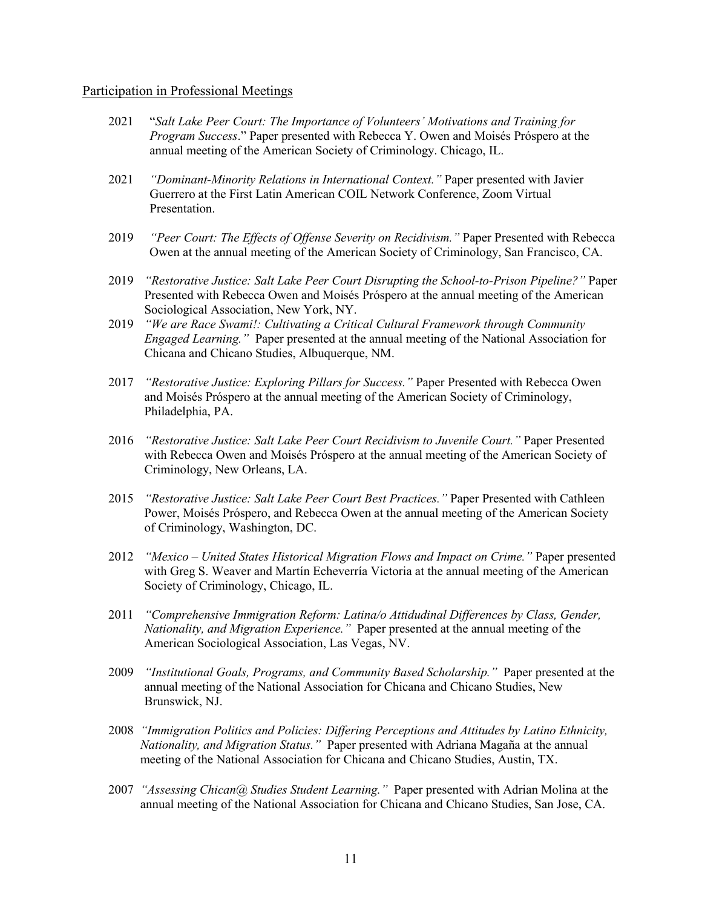## Participation in Professional Meetings

2021 "*Salt Lake Peer Court: The Importance of Volunteers' Motivations and Training for Program Success*." Paper presented with Rebecca Y. Owen and Moisés Próspero at the annual meeting of the American Society of Criminology. Chicago, IL.

2021 *"Dominant-Minority Relations in International Context."* Paper presented with Javier Guerrero at the First Latin American COIL Network Conference, Zoom Virtual Presentation.

2019 *"Peer Court: The Effects of Offense Severity on Recidivism."* Paper Presented with Rebecca Owen at the annual meeting of the American Society of Criminology, San Francisco, CA.

2019 *"Restorative Justice: Salt Lake Peer Court Disrupting the School-to-Prison Pipeline?"* Paper Presented with Rebecca Owen and Moisés Próspero at the annual meeting of the American Sociological Association, New York, NY.

2019 *"We are Race Swami!: Cultivating a Critical Cultural Framework through Community Engaged Learning."* Paper presented at the annual meeting of the National Association for Chicana and Chicano Studies, Albuquerque, NM.

2017 *"Restorative Justice: Exploring Pillars for Success."* Paper Presented with Rebecca Owen and Moisés Próspero at the annual meeting of the American Society of Criminology, Philadelphia, PA.

2016 *"Restorative Justice: Salt Lake Peer Court Recidivism to Juvenile Court."* Paper Presented with Rebecca Owen and Moisés Próspero at the annual meeting of the American Society of Criminology, New Orleans, LA.

2015 *"Restorative Justice: Salt Lake Peer Court Best Practices."* Paper Presented with Cathleen Power, Moisés Próspero, and Rebecca Owen at the annual meeting of the American Society of Criminology, Washington, DC.

2012 *"Mexico – United States Historical Migration Flows and Impact on Crime."* Paper presented with Greg S. Weaver and Martín Echeverría Victoria at the annual meeting of the American Society of Criminology, Chicago, IL.

2011 *"Comprehensive Immigration Reform: Latina/o Attidudinal Differences by Class, Gender, Nationality, and Migration Experience."* Paper presented at the annual meeting of the American Sociological Association, Las Vegas, NV.

2009 *"Institutional Goals, Programs, and Community Based Scholarship."* Paper presented at the annual meeting of the National Association for Chicana and Chicano Studies, New Brunswick, NJ.

2008 *"Immigration Politics and Policies: Differing Perceptions and Attitudes by Latino Ethnicity, Nationality, and Migration Status."* Paper presented with Adriana Magaña at the annual meeting of the National Association for Chicana and Chicano Studies, Austin, TX.

2007 *"Assessing Chican@ Studies Student Learning."* Paper presented with Adrian Molina at the annual meeting of the National Association for Chicana and Chicano Studies, San Jose, CA.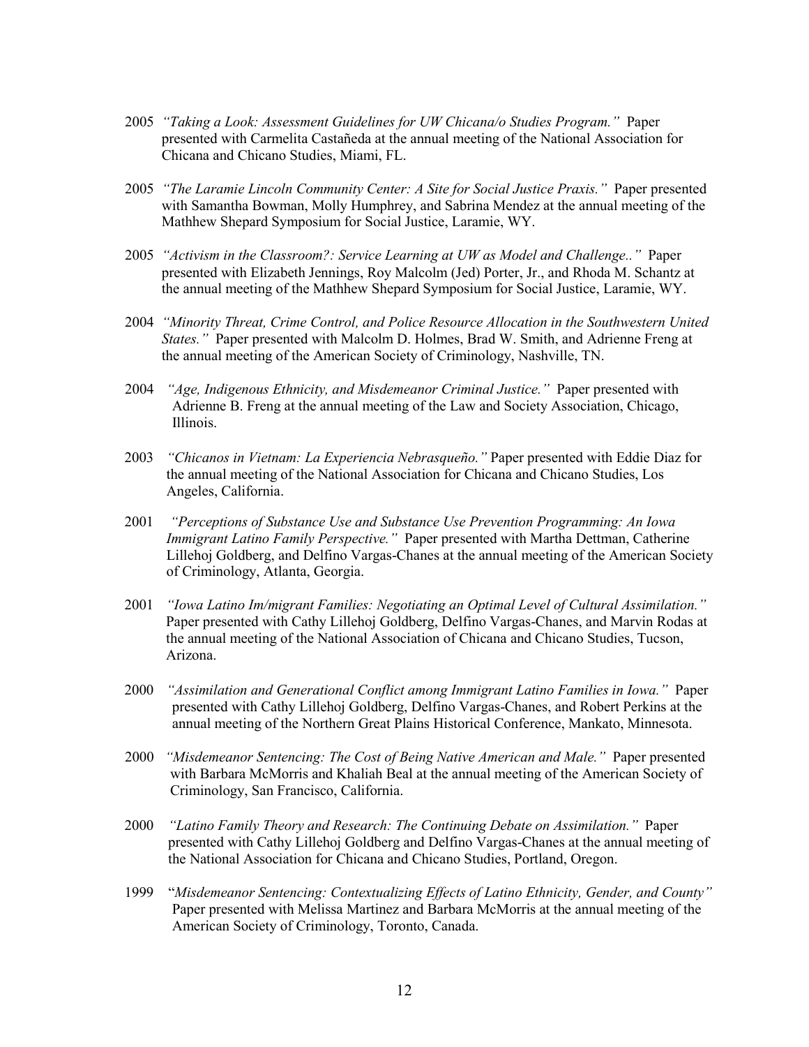2005 *"Taking a Look: Assessment Guidelines for UW Chicana/o Studies Program."* Paper presented with Carmelita Castañeda at the annual meeting of the National Association for Chicana and Chicano Studies, Miami, FL.

2005 *"The Laramie Lincoln Community Center: A Site for Social Justice Praxis."* Paper presented with Samantha Bowman, Molly Humphrey, and Sabrina Mendez at the annual meeting of the Mathhew Shepard Symposium for Social Justice, Laramie, WY.

2005 *"Activism in the Classroom?: Service Learning at UW as Model and Challenge.."* Paper presented with Elizabeth Jennings, Roy Malcolm (Jed) Porter, Jr., and Rhoda M. Schantz at the annual meeting of the Mathhew Shepard Symposium for Social Justice, Laramie, WY.

2004 *"Minority Threat, Crime Control, and Police Resource Allocation in the Southwestern United States."* Paper presented with Malcolm D. Holmes, Brad W. Smith, and Adrienne Freng at the annual meeting of the American Society of Criminology, Nashville, TN.

2004 *"Age, Indigenous Ethnicity, and Misdemeanor Criminal Justice."* Paper presented with Adrienne B. Freng at the annual meeting of the Law and Society Association, Chicago, Illinois.

2003 *"Chicanos in Vietnam: La Experiencia Nebrasqueño."* Paper presented with Eddie Diaz for the annual meeting of the National Association for Chicana and Chicano Studies, Los Angeles, California.

2001 *"Perceptions of Substance Use and Substance Use Prevention Programming: An Iowa Immigrant Latino Family Perspective."* Paper presented with Martha Dettman, Catherine Lillehoj Goldberg, and Delfino Vargas-Chanes at the annual meeting of the American Society of Criminology, Atlanta, Georgia.

2001 *"Iowa Latino Im/migrant Families: Negotiating an Optimal Level of Cultural Assimilation."* Paper presented with Cathy Lillehoj Goldberg, Delfino Vargas-Chanes, and Marvin Rodas at the annual meeting of the National Association of Chicana and Chicano Studies, Tucson, Arizona.

2000 *"Assimilation and Generational Conflict among Immigrant Latino Families in Iowa."* Paper presented with Cathy Lillehoj Goldberg, Delfino Vargas-Chanes, and Robert Perkins at the annual meeting of the Northern Great Plains Historical Conference, Mankato, Minnesota.

2000 *"Misdemeanor Sentencing: The Cost of Being Native American and Male."* Paper presented with Barbara McMorris and Khaliah Beal at the annual meeting of the American Society of Criminology, San Francisco, California.

2000 *"Latino Family Theory and Research: The Continuing Debate on Assimilation."* Paper presented with Cathy Lillehoj Goldberg and Delfino Vargas-Chanes at the annual meeting of the National Association for Chicana and Chicano Studies, Portland, Oregon.

1999 "*Misdemeanor Sentencing: Contextualizing Effects of Latino Ethnicity, Gender, and County"* Paper presented with Melissa Martinez and Barbara McMorris at the annual meeting of the American Society of Criminology, Toronto, Canada.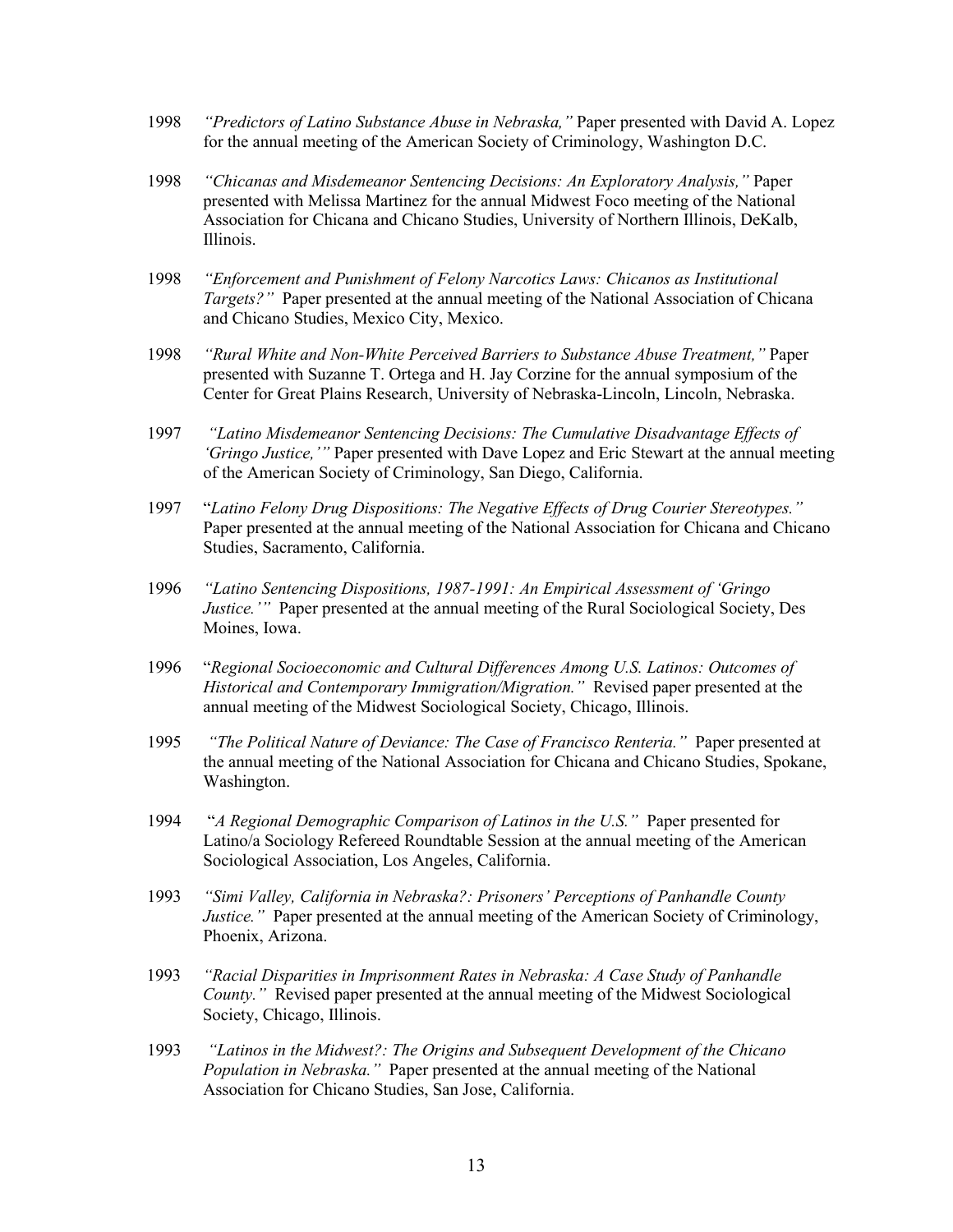1998 *"Predictors of Latino Substance Abuse in Nebraska,"* Paper presented with David A. Lopez for the annual meeting of the American Society of Criminology, Washington D.C.

1998 *"Chicanas and Misdemeanor Sentencing Decisions: An Exploratory Analysis,"* Paper presented with Melissa Martinez for the annual Midwest Foco meeting of the National Association for Chicana and Chicano Studies, University of Northern Illinois, DeKalb, Illinois.

1998 *"Enforcement and Punishment of Felony Narcotics Laws: Chicanos as Institutional Targets?"* Paper presented at the annual meeting of the National Association of Chicana and Chicano Studies, Mexico City, Mexico.

1998 *"Rural White and Non-White Perceived Barriers to Substance Abuse Treatment,"* Paper presented with Suzanne T. Ortega and H. Jay Corzine for the annual symposium of the Center for Great Plains Research, University of Nebraska-Lincoln, Lincoln, Nebraska.

1997 *"Latino Misdemeanor Sentencing Decisions: The Cumulative Disadvantage Effects of 'Gringo Justice,'"* Paper presented with Dave Lopez and Eric Stewart at the annual meeting of the American Society of Criminology, San Diego, California.

1997 "*Latino Felony Drug Dispositions: The Negative Effects of Drug Courier Stereotypes."* Paper presented at the annual meeting of the National Association for Chicana and Chicano Studies, Sacramento, California.

1996 *"Latino Sentencing Dispositions, 1987-1991: An Empirical Assessment of 'Gringo Justice.'"* Paper presented at the annual meeting of the Rural Sociological Society, Des Moines, Iowa.

1996 "*Regional Socioeconomic and Cultural Differences Among U.S. Latinos: Outcomes of Historical and Contemporary Immigration/Migration."* Revised paper presented at the annual meeting of the Midwest Sociological Society, Chicago, Illinois.

1995 *"The Political Nature of Deviance: The Case of Francisco Renteria."* Paper presented at the annual meeting of the National Association for Chicana and Chicano Studies, Spokane, Washington.

1994 "*A Regional Demographic Comparison of Latinos in the U.S."* Paper presented for Latino/a Sociology Refereed Roundtable Session at the annual meeting of the American Sociological Association, Los Angeles, California.

1993 *"Simi Valley, California in Nebraska?: Prisoners' Perceptions of Panhandle County Justice."* Paper presented at the annual meeting of the American Society of Criminology, Phoenix, Arizona.

1993 *"Racial Disparities in Imprisonment Rates in Nebraska: A Case Study of Panhandle County."* Revised paper presented at the annual meeting of the Midwest Sociological Society, Chicago, Illinois.

1993 *"Latinos in the Midwest?: The Origins and Subsequent Development of the Chicano Population in Nebraska."* Paper presented at the annual meeting of the National Association for Chicano Studies, San Jose, California.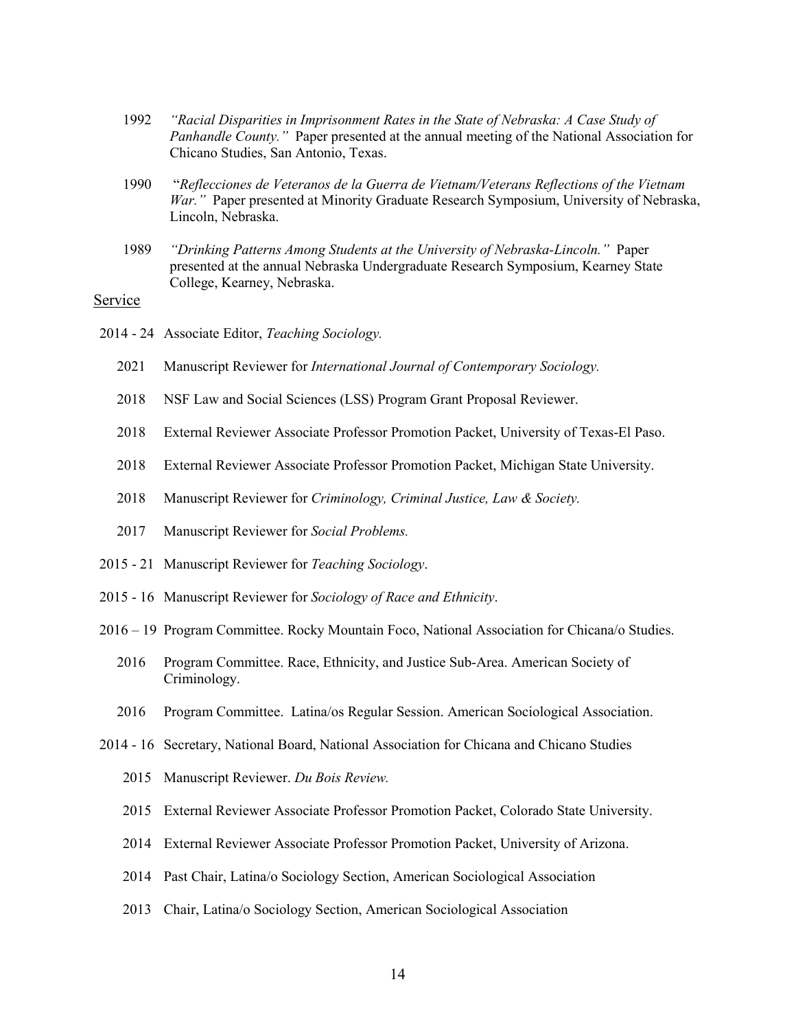1992 *"Racial Disparities in Imprisonment Rates in the State of Nebraska: A Case Study of Panhandle County."* Paper presented at the annual meeting of the National Association for Chicano Studies, San Antonio, Texas.

1990 "*Reflecciones de Veteranos de la Guerra de Vietnam/Veterans Reflections of the Vietnam War."* Paper presented at Minority Graduate Research Symposium, University of Nebraska, Lincoln, Nebraska.

1989 *"Drinking Patterns Among Students at the University of Nebraska-Lincoln."* Paper presented at the annual Nebraska Undergraduate Research Symposium, Kearney State College, Kearney, Nebraska.

## Service

2014 - 24 Associate Editor, *Teaching Sociology.*

2021 Manuscript Reviewer for *International Journal of Contemporary Sociology.*

2018 NSF Law and Social Sciences (LSS) Program Grant Proposal Reviewer.

2018 External Reviewer Associate Professor Promotion Packet, University of Texas-El Paso.

2018 External Reviewer Associate Professor Promotion Packet, Michigan State University.

2018 Manuscript Reviewer for *Criminology, Criminal Justice, Law & Society.*

2017 Manuscript Reviewer for *Social Problems.*

2015 - 21 Manuscript Reviewer for *Teaching Sociology*.

2015 - 16 Manuscript Reviewer for *Sociology of Race and Ethnicity*.

2016 – 19 Program Committee. Rocky Mountain Foco, National Association for Chicana/o Studies.

2016 Program Committee. Race, Ethnicity, and Justice Sub-Area. American Society of Criminology.

2016 Program Committee. Latina/os Regular Session. American Sociological Association.

2014 - 16 Secretary, National Board, National Association for Chicana and Chicano Studies

2015 Manuscript Reviewer. *Du Bois Review.*

2015 External Reviewer Associate Professor Promotion Packet, Colorado State University.

2014 External Reviewer Associate Professor Promotion Packet, University of Arizona.

2014 Past Chair, Latina/o Sociology Section, American Sociological Association

2013 Chair, Latina/o Sociology Section, American Sociological Association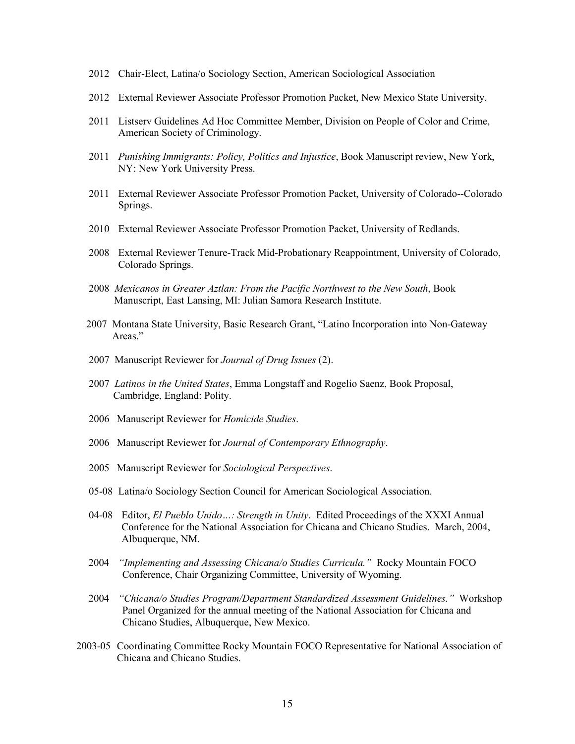2012 Chair-Elect, Latina/o Sociology Section, American Sociological Association

2012 External Reviewer Associate Professor Promotion Packet, New Mexico State University.

2011 Listserv Guidelines Ad Hoc Committee Member, Division on People of Color and Crime, American Society of Criminology.

2011 *Punishing Immigrants: Policy, Politics and Injustice*, Book Manuscript review, New York, NY: New York University Press.

2011 External Reviewer Associate Professor Promotion Packet, University of Colorado--Colorado Springs.

2010 External Reviewer Associate Professor Promotion Packet, University of Redlands.

2008 External Reviewer Tenure-Track Mid-Probationary Reappointment, University of Colorado, Colorado Springs.

2008 *Mexicanos in Greater Aztlan: From the Pacific Northwest to the New South*, Book Manuscript, East Lansing, MI: Julian Samora Research Institute.

2007 Montana State University, Basic Research Grant, "Latino Incorporation into Non-Gateway Areas."

2007 Manuscript Reviewer for *Journal of Drug Issues* (2).

2007 *Latinos in the United States*, Emma Longstaff and Rogelio Saenz, Book Proposal, Cambridge, England: Polity.

2006 Manuscript Reviewer for *Homicide Studies*.

2006 Manuscript Reviewer for *Journal of Contemporary Ethnography*.

2005 Manuscript Reviewer for *Sociological Perspectives*.

05-08 Latina/o Sociology Section Council for American Sociological Association.

04-08 Editor, *El Pueblo Unido…: Strength in Unity*. Edited Proceedings of the XXXI Annual Conference for the National Association for Chicana and Chicano Studies. March, 2004, Albuquerque, NM.

2004 *"Implementing and Assessing Chicana/o Studies Curricula."* Rocky Mountain FOCO Conference, Chair Organizing Committee, University of Wyoming.

2004 *"Chicana/o Studies Program/Department Standardized Assessment Guidelines."* Workshop Panel Organized for the annual meeting of the National Association for Chicana and Chicano Studies, Albuquerque, New Mexico.

2003-05 Coordinating Committee Rocky Mountain FOCO Representative for National Association of Chicana and Chicano Studies.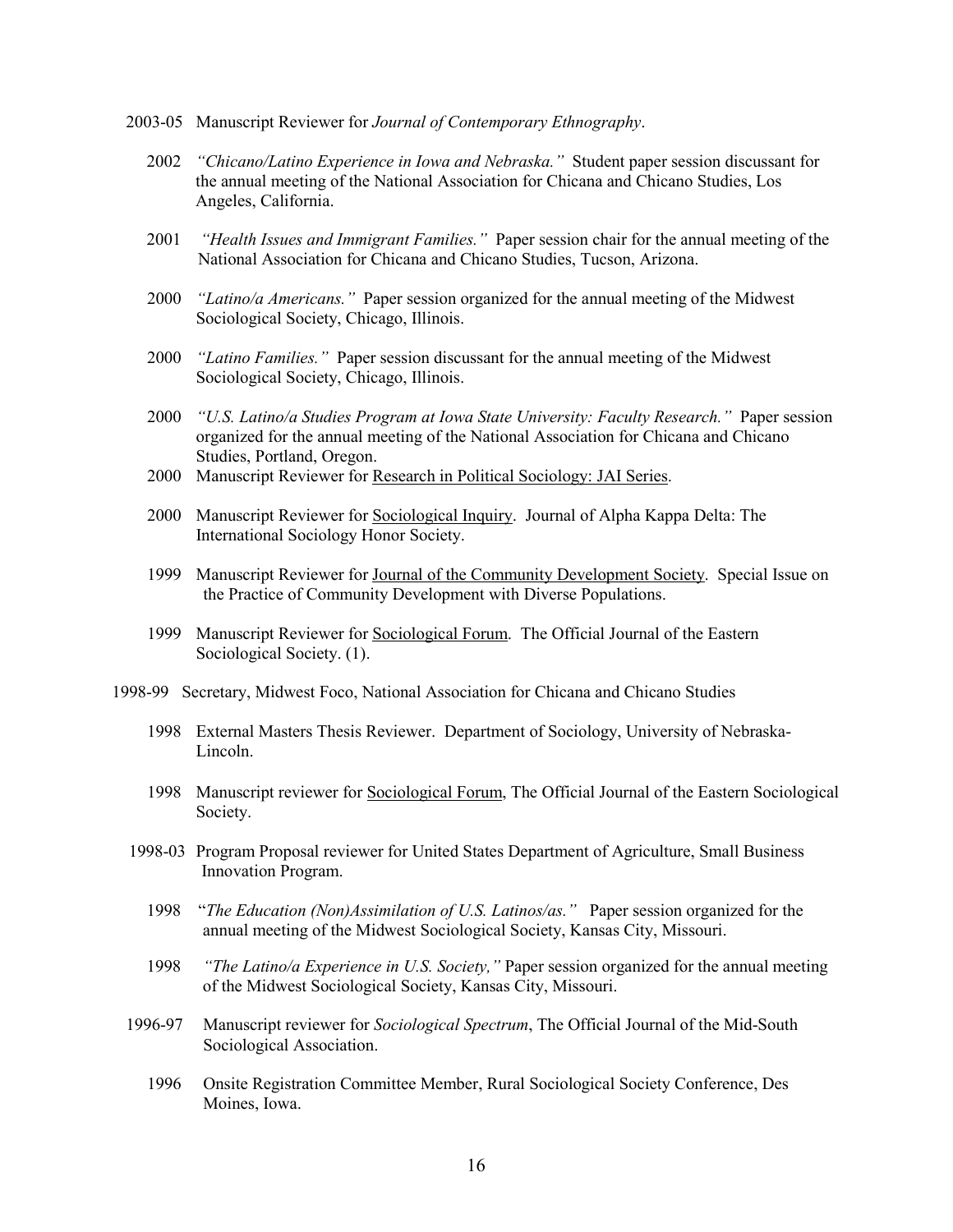2003-05 Manuscript Reviewer for *Journal of Contemporary Ethnography*.

2002 *"Chicano/Latino Experience in Iowa and Nebraska."* Student paper session discussant for the annual meeting of the National Association for Chicana and Chicano Studies, Los Angeles, California.

2001 *"Health Issues and Immigrant Families."* Paper session chair for the annual meeting of the National Association for Chicana and Chicano Studies, Tucson, Arizona.

2000 *"Latino/a Americans."* Paper session organized for the annual meeting of the Midwest Sociological Society, Chicago, Illinois.

2000 *"Latino Families."* Paper session discussant for the annual meeting of the Midwest Sociological Society, Chicago, Illinois.

2000 *"U.S. Latino/a Studies Program at Iowa State University: Faculty Research."* Paper session organized for the annual meeting of the National Association for Chicana and Chicano Studies, Portland, Oregon.

2000 Manuscript Reviewer for Research in Political Sociology: JAI Series.

2000 Manuscript Reviewer for Sociological Inquiry. Journal of Alpha Kappa Delta: The International Sociology Honor Society.

1999 Manuscript Reviewer for Journal of the Community Development Society. Special Issue on the Practice of Community Development with Diverse Populations.

1999 Manuscript Reviewer for Sociological Forum. The Official Journal of the Eastern Sociological Society. (1).

1998-99 Secretary, Midwest Foco, National Association for Chicana and Chicano Studies

1998 External Masters Thesis Reviewer. Department of Sociology, University of Nebraska-Lincoln.

1998 Manuscript reviewer for Sociological Forum, The Official Journal of the Eastern Sociological Society.

1998-03 Program Proposal reviewer for United States Department of Agriculture, Small Business Innovation Program.

1998 "*The Education (Non)Assimilation of U.S. Latinos/as."* Paper session organized for the annual meeting of the Midwest Sociological Society, Kansas City, Missouri.

1998 *"The Latino/a Experience in U.S. Society,"* Paper session organized for the annual meeting of the Midwest Sociological Society, Kansas City, Missouri.

1996-97 Manuscript reviewer for *Sociological Spectrum*, The Official Journal of the Mid-South Sociological Association.

1996 Onsite Registration Committee Member, Rural Sociological Society Conference, Des Moines, Iowa.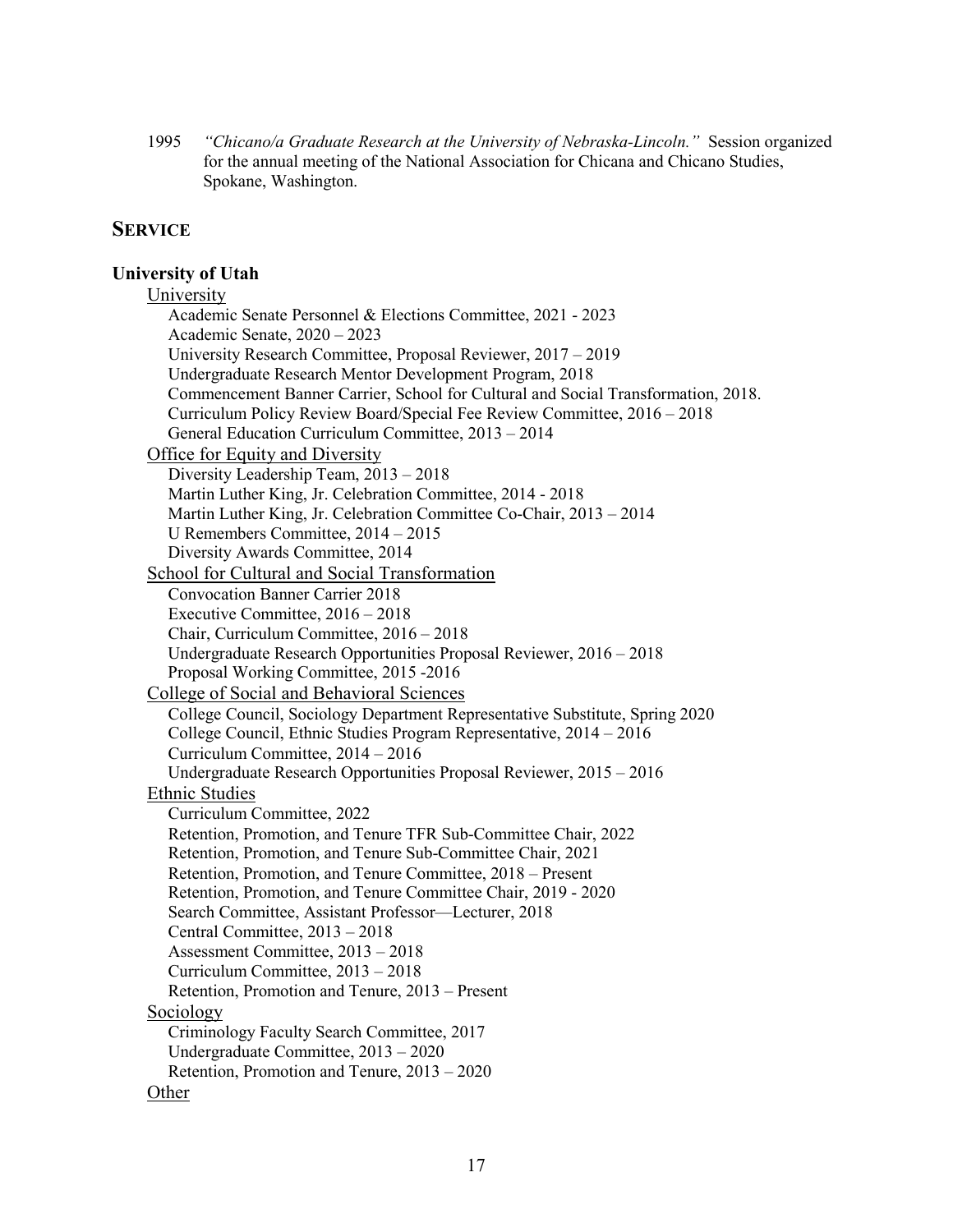1995 *"Chicano/a Graduate Research at the University of Nebraska-Lincoln."* Session organized for the annual meeting of the National Association for Chicana and Chicano Studies, Spokane, Washington.

## SERVICE

**University of Utah**

University

- Academic Senate Personnel & Elections Committee, 2021 - 2023
- Academic Senate, 2020 – 2023
- University Research Committee, Proposal Reviewer, 2017 – 2019
- Undergraduate Research Mentor Development Program, 2018
- Commencement Banner Carrier, School for Cultural and Social Transformation, 2018.
- Curriculum Policy Review Board/Special Fee Review Committee, 2016 – 2018
- General Education Curriculum Committee, 2013 – 2014

Office for Equity and Diversity

- Diversity Leadership Team, 2013 – 2018
- Martin Luther King, Jr. Celebration Committee, 2014 - 2018
- Martin Luther King, Jr. Celebration Committee Co-Chair, 2013 – 2014
- U Remembers Committee, 2014 – 2015
- Diversity Awards Committee, 2014

School for Cultural and Social Transformation

- Convocation Banner Carrier 2018
- Executive Committee, 2016 – 2018
- Chair, Curriculum Committee, 2016 – 2018
- Undergraduate Research Opportunities Proposal Reviewer, 2016 – 2018
- Proposal Working Committee, 2015 -2016

College of Social and Behavioral Sciences

- College Council, Sociology Department Representative Substitute, Spring 2020
- College Council, Ethnic Studies Program Representative, 2014 – 2016
- Curriculum Committee, 2014 – 2016
- Undergraduate Research Opportunities Proposal Reviewer, 2015 – 2016

Ethnic Studies

- Curriculum Committee, 2022
- Retention, Promotion, and Tenure TFR Sub-Committee Chair, 2022
- Retention, Promotion, and Tenure Sub-Committee Chair, 2021
- Retention, Promotion, and Tenure Committee, 2018 – Present
- Retention, Promotion, and Tenure Committee Chair, 2019 - 2020
- Search Committee, Assistant Professor—Lecturer, 2018
- Central Committee, 2013 – 2018
- Assessment Committee, 2013 – 2018
- Curriculum Committee, 2013 – 2018
- Retention, Promotion and Tenure, 2013 – Present

Sociology

- Criminology Faculty Search Committee, 2017
- Undergraduate Committee, 2013 – 2020
- Retention, Promotion and Tenure, 2013 – 2020

Other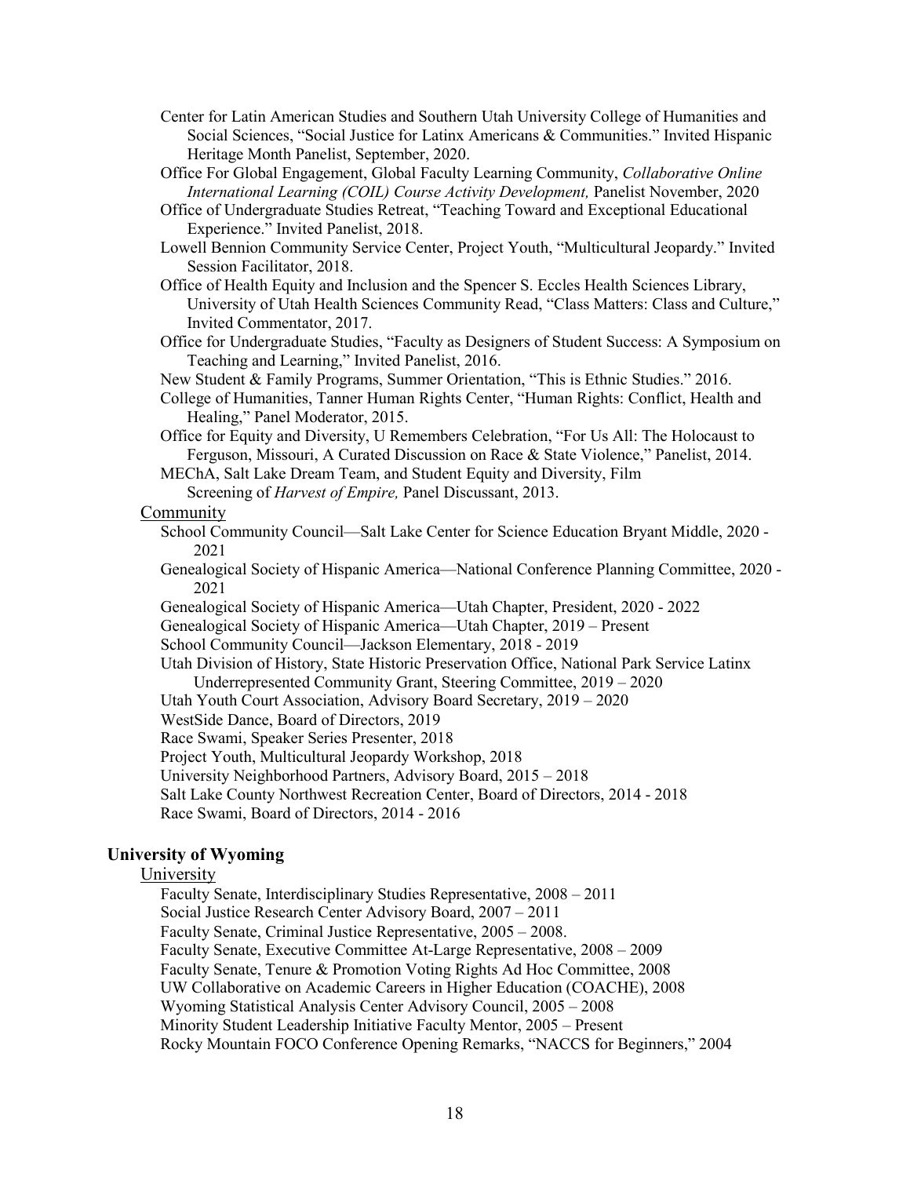Center for Latin American Studies and Southern Utah University College of Humanities and Social Sciences, "Social Justice for Latinx Americans & Communities." Invited Hispanic Heritage Month Panelist, September, 2020.

Office For Global Engagement, Global Faculty Learning Community, *Collaborative Online International Learning (COIL) Course Activity Development,* Panelist November, 2020

Office of Undergraduate Studies Retreat, "Teaching Toward and Exceptional Educational Experience." Invited Panelist, 2018.

Lowell Bennion Community Service Center, Project Youth, "Multicultural Jeopardy." Invited Session Facilitator, 2018.

Office of Health Equity and Inclusion and the Spencer S. Eccles Health Sciences Library, University of Utah Health Sciences Community Read, "Class Matters: Class and Culture," Invited Commentator, 2017.

Office for Undergraduate Studies, "Faculty as Designers of Student Success: A Symposium on Teaching and Learning," Invited Panelist, 2016.

New Student & Family Programs, Summer Orientation, "This is Ethnic Studies." 2016.

College of Humanities, Tanner Human Rights Center, "Human Rights: Conflict, Health and Healing," Panel Moderator, 2015.

Office for Equity and Diversity, U Remembers Celebration, "For Us All: The Holocaust to Ferguson, Missouri, A Curated Discussion on Race & State Violence," Panelist, 2014.

MEChA, Salt Lake Dream Team, and Student Equity and Diversity, Film Screening of *Harvest of Empire,* Panel Discussant, 2013.

<u>Community</u>

School Community Council—Salt Lake Center for Science Education Bryant Middle, 2020 - 2021

Genealogical Society of Hispanic America—National Conference Planning Committee, 2020 - 2021

Genealogical Society of Hispanic America—Utah Chapter, President, 2020 - 2022

Genealogical Society of Hispanic America—Utah Chapter, 2019 – Present

School Community Council—Jackson Elementary, 2018 - 2019

Utah Division of History, State Historic Preservation Office, National Park Service Latinx Underrepresented Community Grant, Steering Committee, 2019 – 2020

Utah Youth Court Association, Advisory Board Secretary, 2019 – 2020

WestSide Dance, Board of Directors, 2019

Race Swami, Speaker Series Presenter, 2018

Project Youth, Multicultural Jeopardy Workshop, 2018

University Neighborhood Partners, Advisory Board, 2015 – 2018

Salt Lake County Northwest Recreation Center, Board of Directors, 2014 - 2018

Race Swami, Board of Directors, 2014 - 2016

**University of Wyoming**

<u>University</u>

Faculty Senate, Interdisciplinary Studies Representative, 2008 – 2011

Social Justice Research Center Advisory Board, 2007 – 2011

Faculty Senate, Criminal Justice Representative, 2005 – 2008.

Faculty Senate, Executive Committee At-Large Representative, 2008 – 2009

Faculty Senate, Tenure & Promotion Voting Rights Ad Hoc Committee, 2008

UW Collaborative on Academic Careers in Higher Education (COACHE), 2008

Wyoming Statistical Analysis Center Advisory Council, 2005 – 2008

Minority Student Leadership Initiative Faculty Mentor, 2005 – Present

Rocky Mountain FOCO Conference Opening Remarks, "NACCS for Beginners," 2004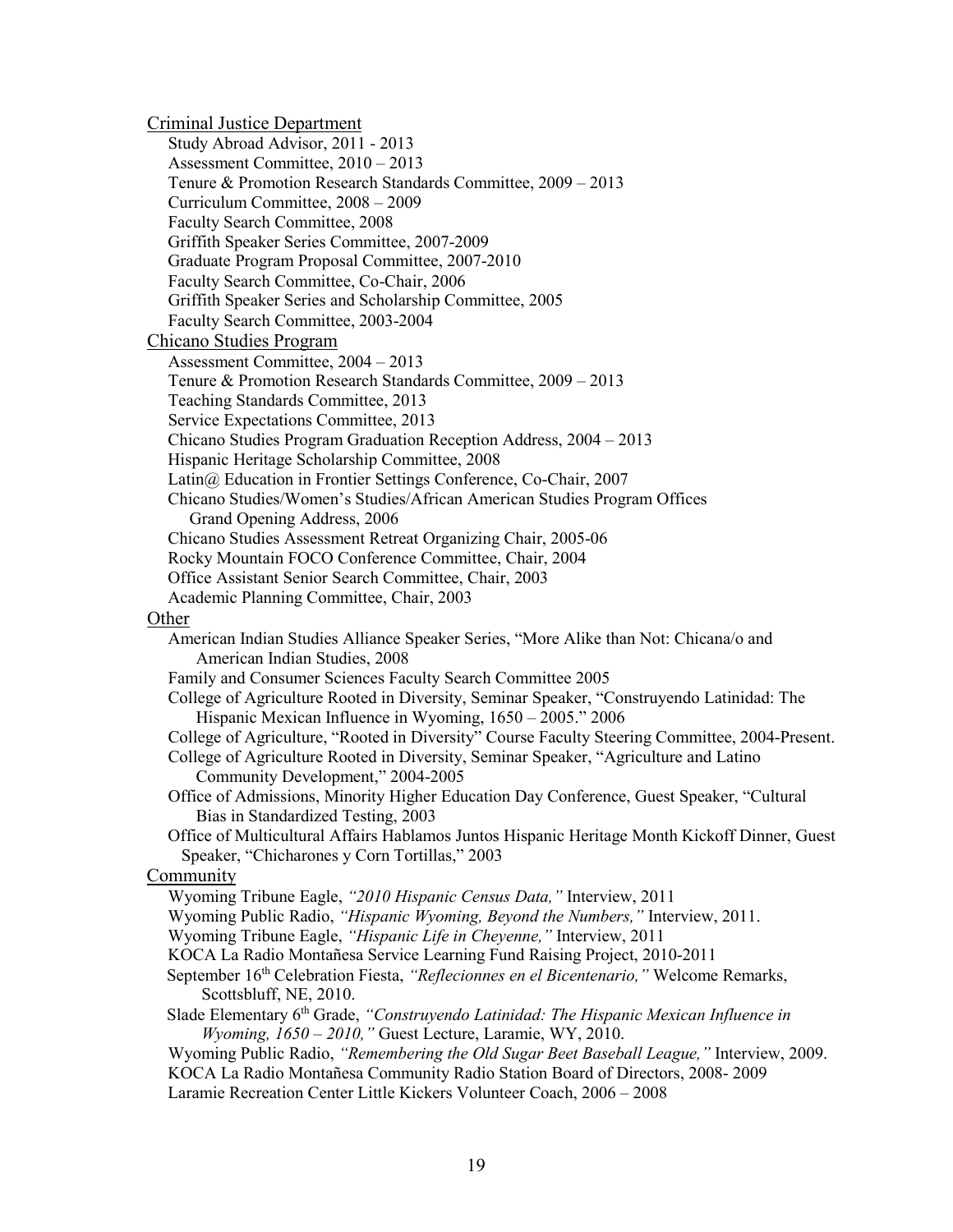Criminal Justice Department

- Study Abroad Advisor, 2011 - 2013
- Assessment Committee, 2010 – 2013
- Tenure & Promotion Research Standards Committee, 2009 – 2013
- Curriculum Committee, 2008 – 2009
- Faculty Search Committee, 2008
- Griffith Speaker Series Committee, 2007-2009
- Graduate Program Proposal Committee, 2007-2010
- Faculty Search Committee, Co-Chair, 2006
- Griffith Speaker Series and Scholarship Committee, 2005
- Faculty Search Committee, 2003-2004

Chicano Studies Program

- Assessment Committee, 2004 – 2013
- Tenure & Promotion Research Standards Committee, 2009 – 2013
- Teaching Standards Committee, 2013
- Service Expectations Committee, 2013
- Chicano Studies Program Graduation Reception Address, 2004 – 2013
- Hispanic Heritage Scholarship Committee, 2008
- Latin@ Education in Frontier Settings Conference, Co-Chair, 2007
- Chicano Studies/Women's Studies/African American Studies Program Offices Grand Opening Address, 2006
- Chicano Studies Assessment Retreat Organizing Chair, 2005-06
- Rocky Mountain FOCO Conference Committee, Chair, 2004
- Office Assistant Senior Search Committee, Chair, 2003
- Academic Planning Committee, Chair, 2003

Other

- American Indian Studies Alliance Speaker Series, "More Alike than Not: Chicana/o and American Indian Studies, 2008
- Family and Consumer Sciences Faculty Search Committee 2005
- College of Agriculture Rooted in Diversity, Seminar Speaker, "Construyendo Latinidad: The Hispanic Mexican Influence in Wyoming, 1650 – 2005." 2006
- College of Agriculture, "Rooted in Diversity" Course Faculty Steering Committee, 2004-Present.
- College of Agriculture Rooted in Diversity, Seminar Speaker, "Agriculture and Latino Community Development," 2004-2005
- Office of Admissions, Minority Higher Education Day Conference, Guest Speaker, "Cultural Bias in Standardized Testing, 2003
- Office of Multicultural Affairs Hablamos Juntos Hispanic Heritage Month Kickoff Dinner, Guest Speaker, "Chicharones y Corn Tortillas," 2003

Community

- Wyoming Tribune Eagle, *"2010 Hispanic Census Data,"* Interview, 2011
- Wyoming Public Radio, *"Hispanic Wyoming, Beyond the Numbers,"* Interview, 2011.
- Wyoming Tribune Eagle, *"Hispanic Life in Cheyenne,"* Interview, 2011
- KOCA La Radio Montañesa Service Learning Fund Raising Project, 2010-2011
- September 16th Celebration Fiesta, *"Reflecionnes en el Bicentenario,"* Welcome Remarks, Scottsbluff, NE, 2010.
- Slade Elementary 6th Grade, *"Construyendo Latinidad: The Hispanic Mexican Influence in Wyoming, 1650 – 2010,"* Guest Lecture, Laramie, WY, 2010.
- Wyoming Public Radio, *"Remembering the Old Sugar Beet Baseball League,"* Interview, 2009.
- KOCA La Radio Montañesa Community Radio Station Board of Directors, 2008- 2009
- Laramie Recreation Center Little Kickers Volunteer Coach, 2006 – 2008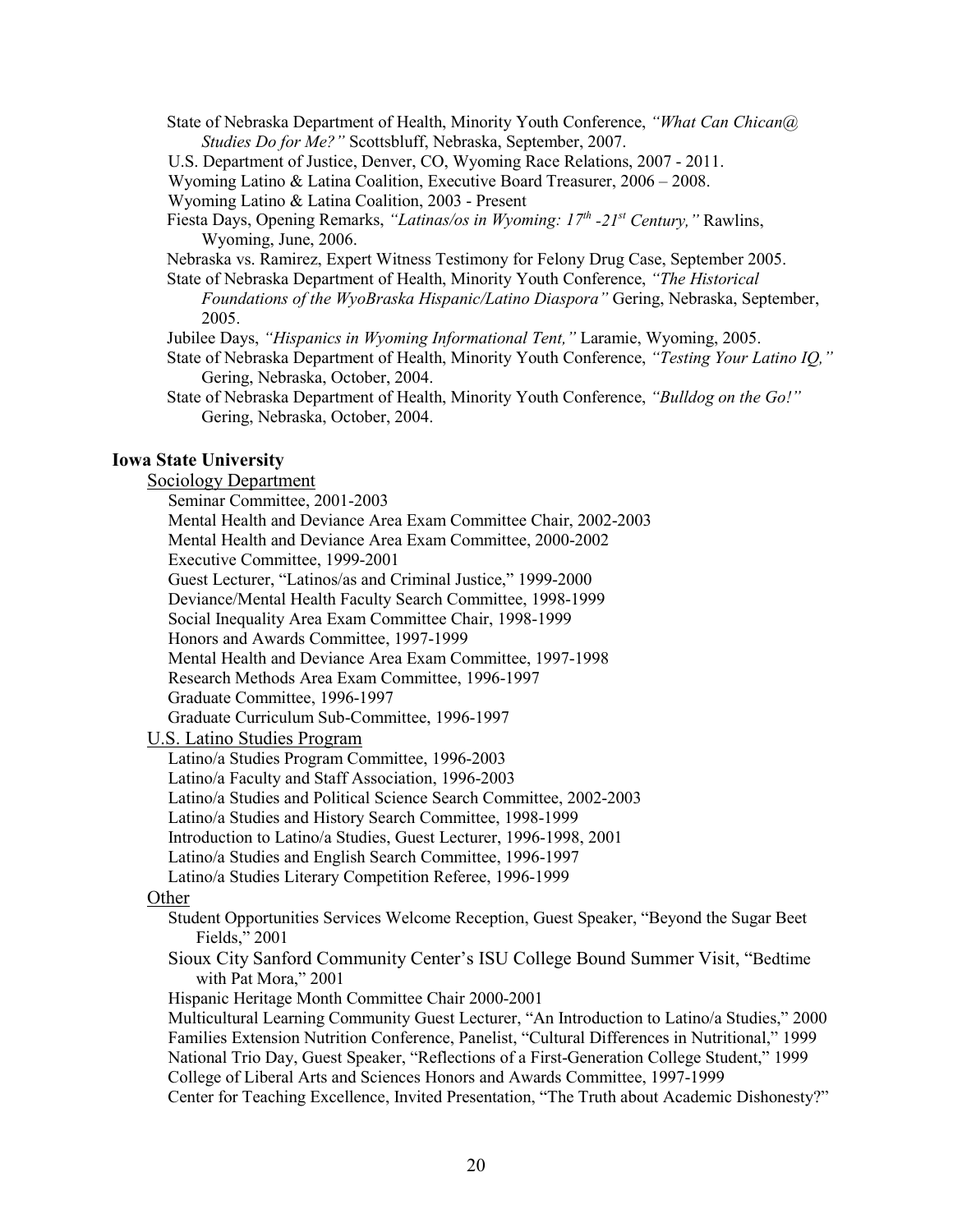State of Nebraska Department of Health, Minority Youth Conference, *"What Can Chican@ Studies Do for Me?"* Scottsbluff, Nebraska, September, 2007.

U.S. Department of Justice, Denver, CO, Wyoming Race Relations, 2007 - 2011.

Wyoming Latino & Latina Coalition, Executive Board Treasurer, 2006 – 2008.

Wyoming Latino & Latina Coalition, 2003 - Present

Fiesta Days, Opening Remarks, *"Latinas/os in Wyoming: 17th -21st Century,"* Rawlins, Wyoming, June, 2006.

Nebraska vs. Ramirez, Expert Witness Testimony for Felony Drug Case, September 2005.

State of Nebraska Department of Health, Minority Youth Conference, *"The Historical Foundations of the WyoBraska Hispanic/Latino Diaspora"* Gering, Nebraska, September, 2005.

Jubilee Days, *"Hispanics in Wyoming Informational Tent,"* Laramie, Wyoming, 2005.

State of Nebraska Department of Health, Minority Youth Conference, *"Testing Your Latino IQ,"* Gering, Nebraska, October, 2004.

State of Nebraska Department of Health, Minority Youth Conference, *"Bulldog on the Go!"* Gering, Nebraska, October, 2004.

**Iowa State University**

Sociology Department

Seminar Committee, 2001-2003
Mental Health and Deviance Area Exam Committee Chair, 2002-2003
Mental Health and Deviance Area Exam Committee, 2000-2002
Executive Committee, 1999-2001
Guest Lecturer, "Latinos/as and Criminal Justice," 1999-2000
Deviance/Mental Health Faculty Search Committee, 1998-1999
Social Inequality Area Exam Committee Chair, 1998-1999
Honors and Awards Committee, 1997-1999
Mental Health and Deviance Area Exam Committee, 1997-1998
Research Methods Area Exam Committee, 1996-1997
Graduate Committee, 1996-1997
Graduate Curriculum Sub-Committee, 1996-1997

U.S. Latino Studies Program

Latino/a Studies Program Committee, 1996-2003
Latino/a Faculty and Staff Association, 1996-2003
Latino/a Studies and Political Science Search Committee, 2002-2003
Latino/a Studies and History Search Committee, 1998-1999
Introduction to Latino/a Studies, Guest Lecturer, 1996-1998, 2001
Latino/a Studies and English Search Committee, 1996-1997
Latino/a Studies Literary Competition Referee, 1996-1999

Other

Student Opportunities Services Welcome Reception, Guest Speaker, "Beyond the Sugar Beet Fields," 2001

Sioux City Sanford Community Center's ISU College Bound Summer Visit, "Bedtime with Pat Mora," 2001

Hispanic Heritage Month Committee Chair 2000-2001

Multicultural Learning Community Guest Lecturer, "An Introduction to Latino/a Studies," 2000

Families Extension Nutrition Conference, Panelist, "Cultural Differences in Nutritional," 1999

National Trio Day, Guest Speaker, "Reflections of a First-Generation College Student," 1999

College of Liberal Arts and Sciences Honors and Awards Committee, 1997-1999

Center for Teaching Excellence, Invited Presentation, "The Truth about Academic Dishonesty?"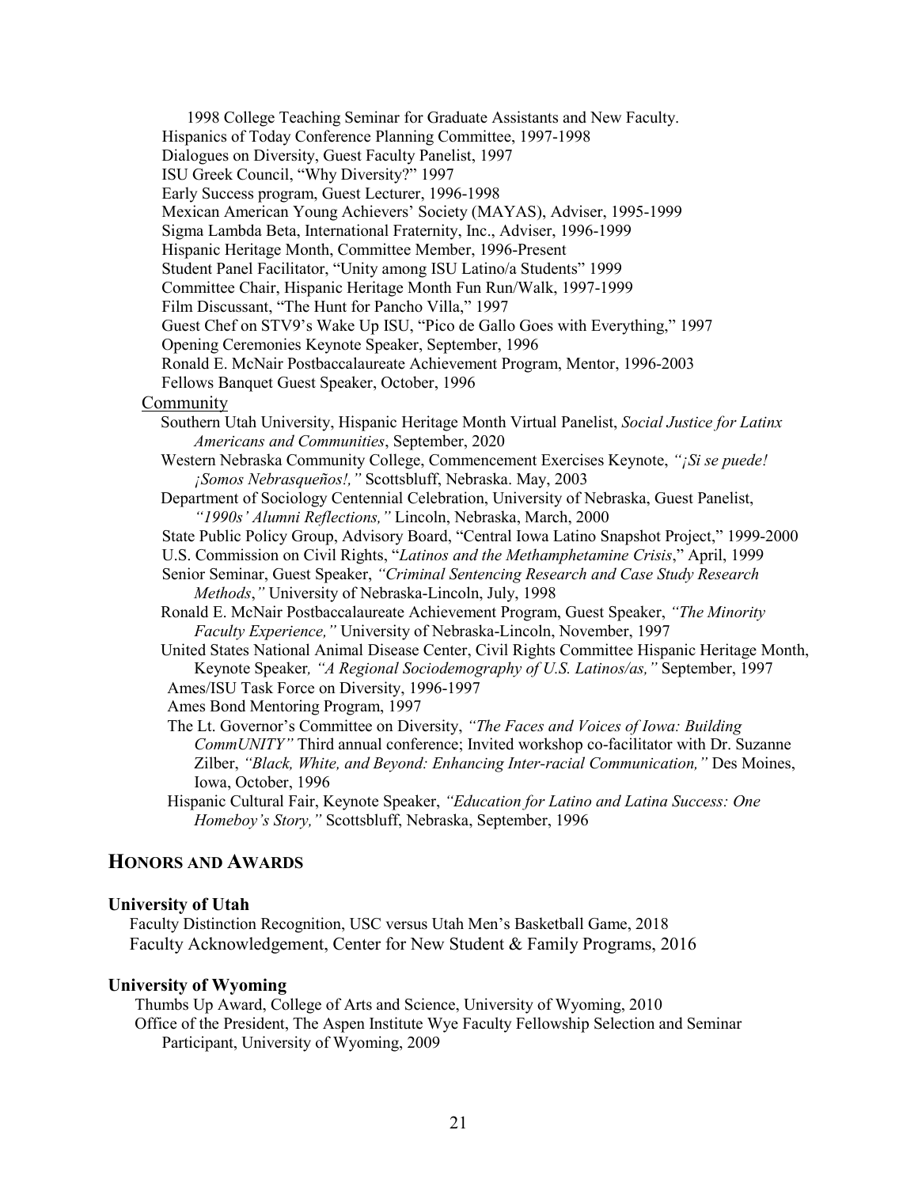1998 College Teaching Seminar for Graduate Assistants and New Faculty.
Hispanics of Today Conference Planning Committee, 1997-1998
Dialogues on Diversity, Guest Faculty Panelist, 1997
ISU Greek Council, "Why Diversity?" 1997
Early Success program, Guest Lecturer, 1996-1998
Mexican American Young Achievers' Society (MAYAS), Adviser, 1995-1999
Sigma Lambda Beta, International Fraternity, Inc., Adviser, 1996-1999
Hispanic Heritage Month, Committee Member, 1996-Present
Student Panel Facilitator, "Unity among ISU Latino/a Students" 1999
Committee Chair, Hispanic Heritage Month Fun Run/Walk, 1997-1999
Film Discussant, "The Hunt for Pancho Villa," 1997
Guest Chef on STV9's Wake Up ISU, "Pico de Gallo Goes with Everything," 1997
Opening Ceremonies Keynote Speaker, September, 1996
Ronald E. McNair Postbaccalaureate Achievement Program, Mentor, 1996-2003
Fellows Banquet Guest Speaker, October, 1996

Community

Southern Utah University, Hispanic Heritage Month Virtual Panelist, *Social Justice for Latinx Americans and Communities*, September, 2020
Western Nebraska Community College, Commencement Exercises Keynote, *"¡Si se puede! ¡Somos Nebrasqueños!,"* Scottsbluff, Nebraska. May, 2003
Department of Sociology Centennial Celebration, University of Nebraska, Guest Panelist, *"1990s' Alumni Reflections,"* Lincoln, Nebraska, March, 2000
State Public Policy Group, Advisory Board, "Central Iowa Latino Snapshot Project," 1999-2000
U.S. Commission on Civil Rights, "*Latinos and the Methamphetamine Crisis*," April, 1999
Senior Seminar, Guest Speaker, *"Criminal Sentencing Research and Case Study Research Methods*,*"* University of Nebraska-Lincoln, July, 1998
Ronald E. McNair Postbaccalaureate Achievement Program, Guest Speaker, *"The Minority Faculty Experience,"* University of Nebraska-Lincoln, November, 1997
United States National Animal Disease Center, Civil Rights Committee Hispanic Heritage Month, Keynote Speaker*, "A Regional Sociodemography of U.S. Latinos/as,"* September, 1997
Ames/ISU Task Force on Diversity, 1996-1997
Ames Bond Mentoring Program, 1997
The Lt. Governor's Committee on Diversity, *"The Faces and Voices of Iowa: Building CommUNITY"* Third annual conference; Invited workshop co-facilitator with Dr. Suzanne Zilber, *"Black, White, and Beyond: Enhancing Inter-racial Communication,"* Des Moines, Iowa, October, 1996
Hispanic Cultural Fair, Keynote Speaker, *"Education for Latino and Latina Success: One Homeboy's Story,"* Scottsbluff, Nebraska, September, 1996

## HONORS AND AWARDS

### University of Utah

Faculty Distinction Recognition, USC versus Utah Men's Basketball Game, 2018
Faculty Acknowledgement, Center for New Student & Family Programs, 2016

### University of Wyoming

Thumbs Up Award, College of Arts and Science, University of Wyoming, 2010
Office of the President, The Aspen Institute Wye Faculty Fellowship Selection and Seminar Participant, University of Wyoming, 2009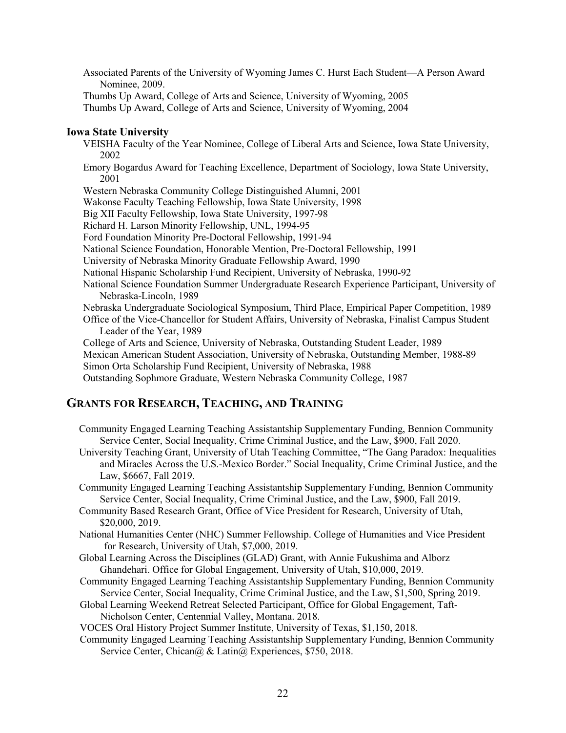Associated Parents of the University of Wyoming James C. Hurst Each Student—A Person Award Nominee, 2009.

Thumbs Up Award, College of Arts and Science, University of Wyoming, 2005

Thumbs Up Award, College of Arts and Science, University of Wyoming, 2004

**Iowa State University**

VEISHA Faculty of the Year Nominee, College of Liberal Arts and Science, Iowa State University, 2002

Emory Bogardus Award for Teaching Excellence, Department of Sociology, Iowa State University, 2001

Western Nebraska Community College Distinguished Alumni, 2001

Wakonse Faculty Teaching Fellowship, Iowa State University, 1998

Big XII Faculty Fellowship, Iowa State University, 1997-98

Richard H. Larson Minority Fellowship, UNL, 1994-95

Ford Foundation Minority Pre-Doctoral Fellowship, 1991-94

National Science Foundation, Honorable Mention, Pre-Doctoral Fellowship, 1991

University of Nebraska Minority Graduate Fellowship Award, 1990

National Hispanic Scholarship Fund Recipient, University of Nebraska, 1990-92

National Science Foundation Summer Undergraduate Research Experience Participant, University of Nebraska-Lincoln, 1989

Nebraska Undergraduate Sociological Symposium, Third Place, Empirical Paper Competition, 1989

Office of the Vice-Chancellor for Student Affairs, University of Nebraska, Finalist Campus Student Leader of the Year, 1989

College of Arts and Science, University of Nebraska, Outstanding Student Leader, 1989

Mexican American Student Association, University of Nebraska, Outstanding Member, 1988-89

Simon Orta Scholarship Fund Recipient, University of Nebraska, 1988

Outstanding Sophmore Graduate, Western Nebraska Community College, 1987

## GRANTS FOR RESEARCH, TEACHING, AND TRAINING

Community Engaged Learning Teaching Assistantship Supplementary Funding, Bennion Community Service Center, Social Inequality, Crime Criminal Justice, and the Law, $900, Fall 2020.

University Teaching Grant, University of Utah Teaching Committee, "The Gang Paradox: Inequalities and Miracles Across the U.S.-Mexico Border." Social Inequality, Crime Criminal Justice, and the Law, $6667, Fall 2019.

Community Engaged Learning Teaching Assistantship Supplementary Funding, Bennion Community Service Center, Social Inequality, Crime Criminal Justice, and the Law, $900, Fall 2019.

Community Based Research Grant, Office of Vice President for Research, University of Utah, $20,000, 2019.

National Humanities Center (NHC) Summer Fellowship. College of Humanities and Vice President for Research, University of Utah, $7,000, 2019.

Global Learning Across the Disciplines (GLAD) Grant, with Annie Fukushima and Alborz Ghandehari. Office for Global Engagement, University of Utah, $10,000, 2019.

Community Engaged Learning Teaching Assistantship Supplementary Funding, Bennion Community Service Center, Social Inequality, Crime Criminal Justice, and the Law, $1,500, Spring 2019.

Global Learning Weekend Retreat Selected Participant, Office for Global Engagement, Taft-Nicholson Center, Centennial Valley, Montana. 2018.

VOCES Oral History Project Summer Institute, University of Texas, $1,150, 2018.

Community Engaged Learning Teaching Assistantship Supplementary Funding, Bennion Community Service Center, Chican@ & Latin@ Experiences, $750, 2018.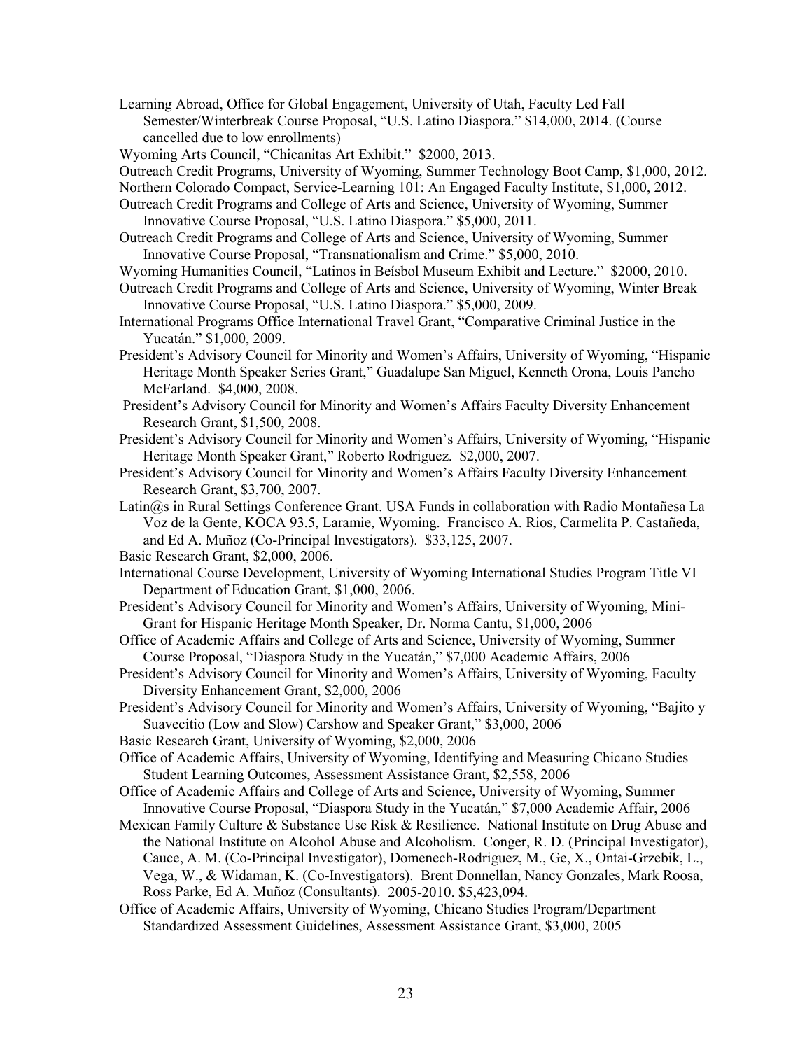Learning Abroad, Office for Global Engagement, University of Utah, Faculty Led Fall Semester/Winterbreak Course Proposal, "U.S. Latino Diaspora." $14,000, 2014. (Course cancelled due to low enrollments)

Wyoming Arts Council, "Chicanitas Art Exhibit." $2000, 2013.

Outreach Credit Programs, University of Wyoming, Summer Technology Boot Camp, $1,000, 2012.

Northern Colorado Compact, Service-Learning 101: An Engaged Faculty Institute, $1,000, 2012.

Outreach Credit Programs and College of Arts and Science, University of Wyoming, Summer Innovative Course Proposal, "U.S. Latino Diaspora." $5,000, 2011.

Outreach Credit Programs and College of Arts and Science, University of Wyoming, Summer Innovative Course Proposal, "Transnationalism and Crime." $5,000, 2010.

Wyoming Humanities Council, "Latinos in Beísbol Museum Exhibit and Lecture." $2000, 2010.

Outreach Credit Programs and College of Arts and Science, University of Wyoming, Winter Break Innovative Course Proposal, "U.S. Latino Diaspora." $5,000, 2009.

International Programs Office International Travel Grant, "Comparative Criminal Justice in the Yucatán." $1,000, 2009.

President's Advisory Council for Minority and Women's Affairs, University of Wyoming, "Hispanic Heritage Month Speaker Series Grant," Guadalupe San Miguel, Kenneth Orona, Louis Pancho McFarland. $4,000, 2008.

President's Advisory Council for Minority and Women's Affairs Faculty Diversity Enhancement Research Grant, $1,500, 2008.

President's Advisory Council for Minority and Women's Affairs, University of Wyoming, "Hispanic Heritage Month Speaker Grant," Roberto Rodriguez. $2,000, 2007.

President's Advisory Council for Minority and Women's Affairs Faculty Diversity Enhancement Research Grant, $3,700, 2007.

Latin@s in Rural Settings Conference Grant. USA Funds in collaboration with Radio Montañesa La Voz de la Gente, KOCA 93.5, Laramie, Wyoming. Francisco A. Rios, Carmelita P. Castañeda, and Ed A. Muñoz (Co-Principal Investigators). $33,125, 2007.

Basic Research Grant, $2,000, 2006.

International Course Development, University of Wyoming International Studies Program Title VI Department of Education Grant, $1,000, 2006.

President's Advisory Council for Minority and Women's Affairs, University of Wyoming, Mini-Grant for Hispanic Heritage Month Speaker, Dr. Norma Cantu, $1,000, 2006

Office of Academic Affairs and College of Arts and Science, University of Wyoming, Summer Course Proposal, "Diaspora Study in the Yucatán," $7,000 Academic Affairs, 2006

President's Advisory Council for Minority and Women's Affairs, University of Wyoming, Faculty Diversity Enhancement Grant, $2,000, 2006

President's Advisory Council for Minority and Women's Affairs, University of Wyoming, "Bajito y Suavecitio (Low and Slow) Carshow and Speaker Grant," $3,000, 2006

Basic Research Grant, University of Wyoming, $2,000, 2006

Office of Academic Affairs, University of Wyoming, Identifying and Measuring Chicano Studies Student Learning Outcomes, Assessment Assistance Grant, $2,558, 2006

Office of Academic Affairs and College of Arts and Science, University of Wyoming, Summer Innovative Course Proposal, "Diaspora Study in the Yucatán," $7,000 Academic Affairs, 2006

Mexican Family Culture & Substance Use Risk & Resilience. National Institute on Drug Abuse and the National Institute on Alcohol Abuse and Alcoholism. Conger, R. D. (Principal Investigator), Cauce, A. M. (Co-Principal Investigator), Domenech-Rodriguez, M., Ge, X., Ontai-Grzebik, L., Vega, W., & Widaman, K. (Co-Investigators). Brent Donnellan, Nancy Gonzales, Mark Roosa, Ross Parke, Ed A. Muñoz (Consultants). 2005-2010. $5,423,094.

Office of Academic Affairs, University of Wyoming, Chicano Studies Program/Department Standardized Assessment Guidelines, Assessment Assistance Grant, $3,000, 2005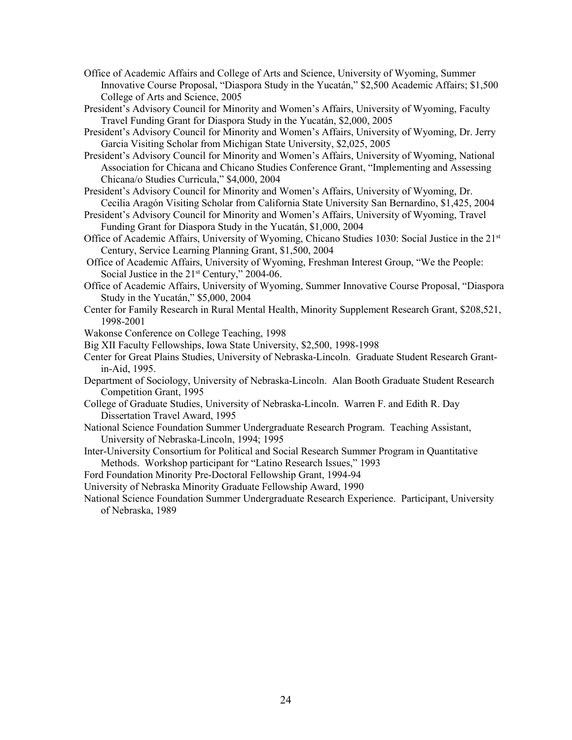Office of Academic Affairs and College of Arts and Science, University of Wyoming, Summer Innovative Course Proposal, "Diaspora Study in the Yucatán," $2,500 Academic Affairs; $1,500 College of Arts and Science, 2005

President's Advisory Council for Minority and Women's Affairs, University of Wyoming, Faculty Travel Funding Grant for Diaspora Study in the Yucatán, $2,000, 2005

President's Advisory Council for Minority and Women's Affairs, University of Wyoming, Dr. Jerry Garcia Visiting Scholar from Michigan State University, $2,025, 2005

President's Advisory Council for Minority and Women's Affairs, University of Wyoming, National Association for Chicana and Chicano Studies Conference Grant, "Implementing and Assessing Chicana/o Studies Curricula," $4,000, 2004

President's Advisory Council for Minority and Women's Affairs, University of Wyoming, Dr. Cecilia Aragón Visiting Scholar from California State University San Bernardino, $1,425, 2004

President's Advisory Council for Minority and Women's Affairs, University of Wyoming, Travel Funding Grant for Diaspora Study in the Yucatán, $1,000, 2004

Office of Academic Affairs, University of Wyoming, Chicano Studies 1030: Social Justice in the 21st Century, Service Learning Planning Grant, $1,500, 2004

Office of Academic Affairs, University of Wyoming, Freshman Interest Group, "We the People: Social Justice in the 21st Century," 2004-06.

Office of Academic Affairs, University of Wyoming, Summer Innovative Course Proposal, "Diaspora Study in the Yucatán," $5,000, 2004

Center for Family Research in Rural Mental Health, Minority Supplement Research Grant, $208,521, 1998-2001

Wakonse Conference on College Teaching, 1998

Big XII Faculty Fellowships, Iowa State University, $2,500, 1998-1998

Center for Great Plains Studies, University of Nebraska-Lincoln. Graduate Student Research Grant-in-Aid, 1995.

Department of Sociology, University of Nebraska-Lincoln. Alan Booth Graduate Student Research Competition Grant, 1995

College of Graduate Studies, University of Nebraska-Lincoln. Warren F. and Edith R. Day Dissertation Travel Award, 1995

National Science Foundation Summer Undergraduate Research Program. Teaching Assistant, University of Nebraska-Lincoln, 1994; 1995

Inter-University Consortium for Political and Social Research Summer Program in Quantitative Methods. Workshop participant for "Latino Research Issues," 1993

Ford Foundation Minority Pre-Doctoral Fellowship Grant, 1994-94

University of Nebraska Minority Graduate Fellowship Award, 1990

National Science Foundation Summer Undergraduate Research Experience. Participant, University of Nebraska, 1989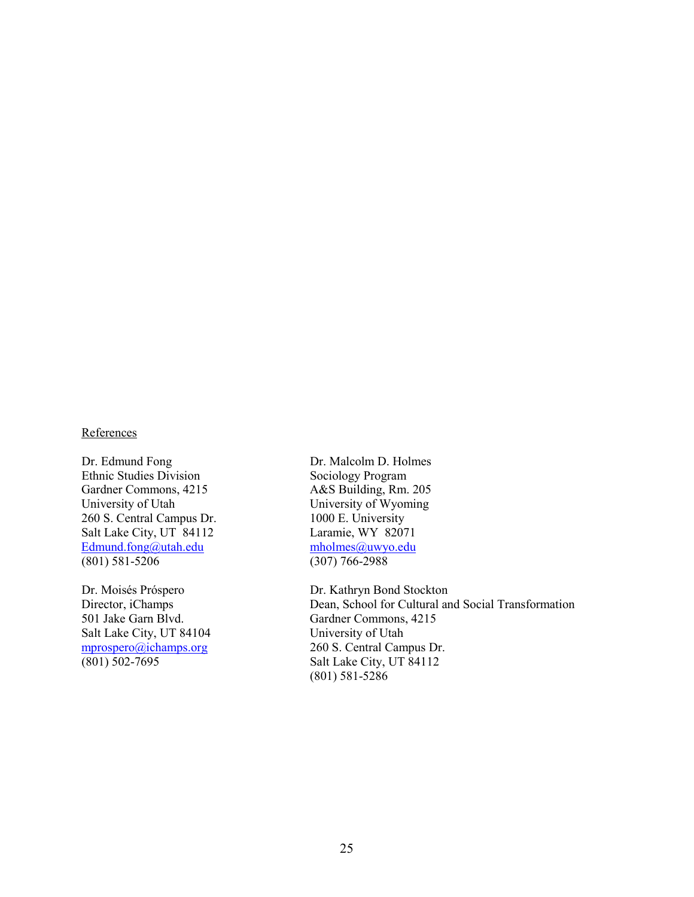References

Dr. Edmund Fong
Ethnic Studies Division
Gardner Commons, 4215
University of Utah
260 S. Central Campus Dr.
Salt Lake City, UT 84112
Edmund.fong@utah.edu
(801) 581-5206

Dr. Malcolm D. Holmes
Sociology Program
A&S Building, Rm. 205
University of Wyoming
1000 E. University
Laramie, WY 82071
mholmes@uwyo.edu
(307) 766-2988

Dr. Moisés Próspero
Director, iChamps
501 Jake Garn Blvd.
Salt Lake City, UT 84104
mprospero@ichamps.org
(801) 502-7695

Dr. Kathryn Bond Stockton
Dean, School for Cultural and Social Transformation
Gardner Commons, 4215
University of Utah
260 S. Central Campus Dr.
Salt Lake City, UT 84112
(801) 581-5286